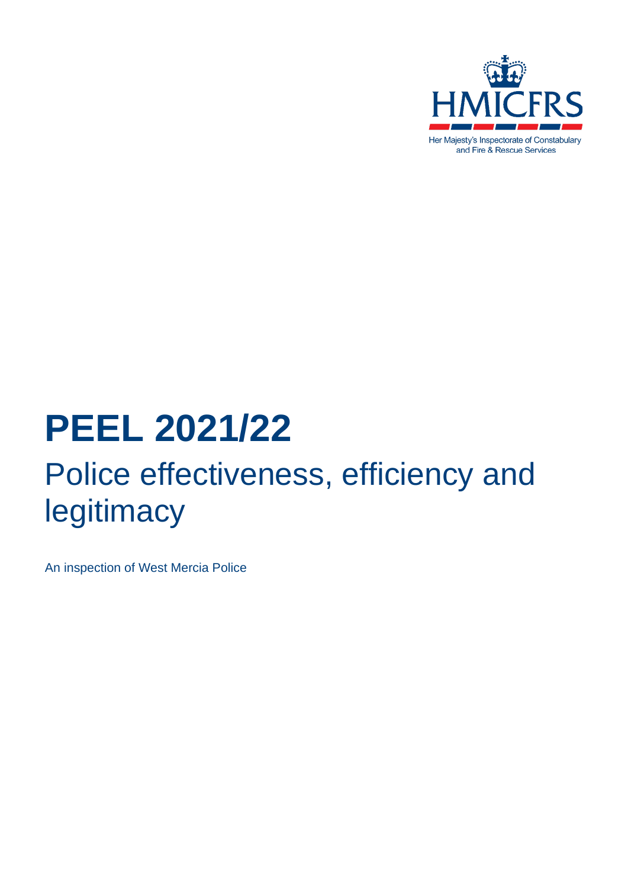HMICFRS

Her Majesty's Inspectorate of Constabulary and Fire & Rescue Services

# PEEL 2021/22

## Police effectiveness, efficiency and legitimacy

An inspection of West Mercia Police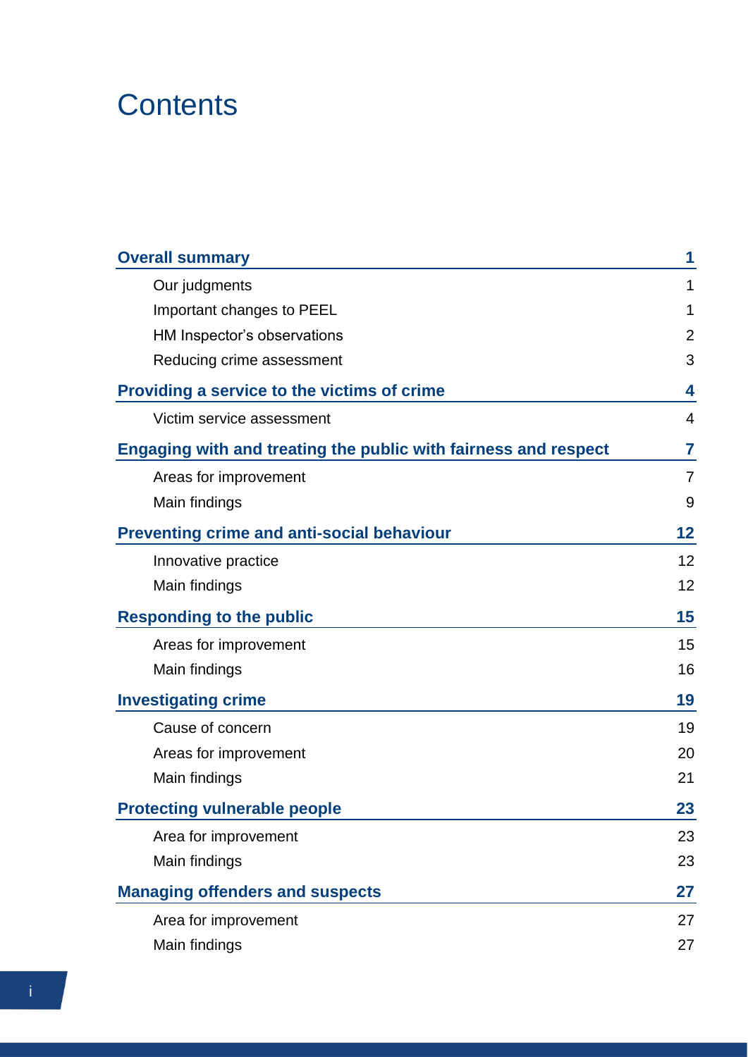# Contents

| | |
|---|---|
| **Overall summary** | **1** |
| Our judgments | 1 |
| Important changes to PEEL | 1 |
| HM Inspector's observations | 2 |
| Reducing crime assessment | 3 |
| **Providing a service to the victims of crime** | **4** |
| Victim service assessment | 4 |
| **Engaging with and treating the public with fairness and respect** | **7** |
| Areas for improvement | 7 |
| Main findings | 9 |
| **Preventing crime and anti-social behaviour** | **12** |
| Innovative practice | 12 |
| Main findings | 12 |
| **Responding to the public** | **15** |
| Areas for improvement | 15 |
| Main findings | 16 |
| **Investigating crime** | **19** |
| Cause of concern | 19 |
| Areas for improvement | 20 |
| Main findings | 21 |
| **Protecting vulnerable people** | **23** |
| Area for improvement | 23 |
| Main findings | 23 |
| **Managing offenders and suspects** | **27** |
| Area for improvement | 27 |
| Main findings | 27 |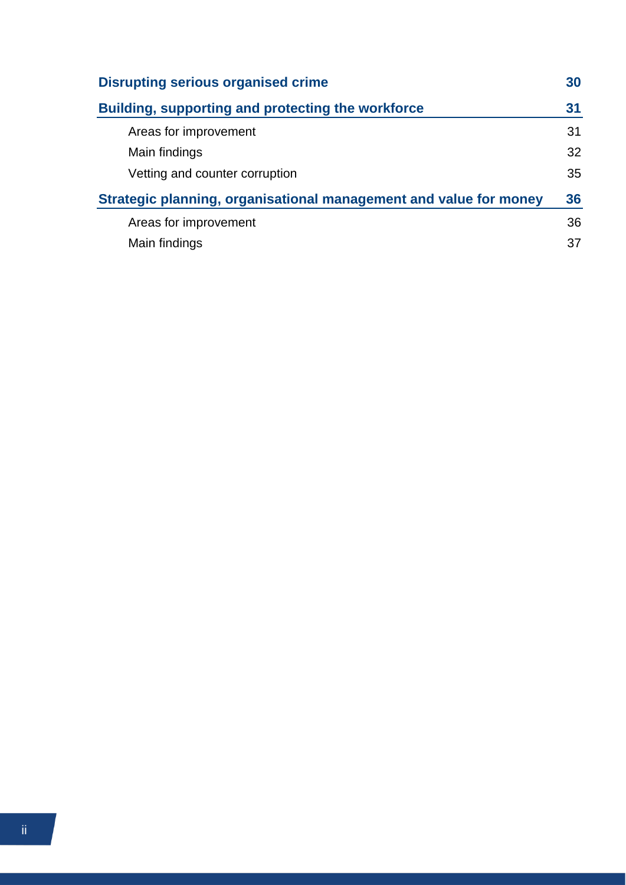| | |
|---|---|
| **Disrupting serious organised crime** | **30** |
| **Building, supporting and protecting the workforce** | **31** |
| Areas for improvement | 31 |
| Main findings | 32 |
| Vetting and counter corruption | 35 |
| **Strategic planning, organisational management and value for money** | **36** |
| Areas for improvement | 36 |
| Main findings | 37 |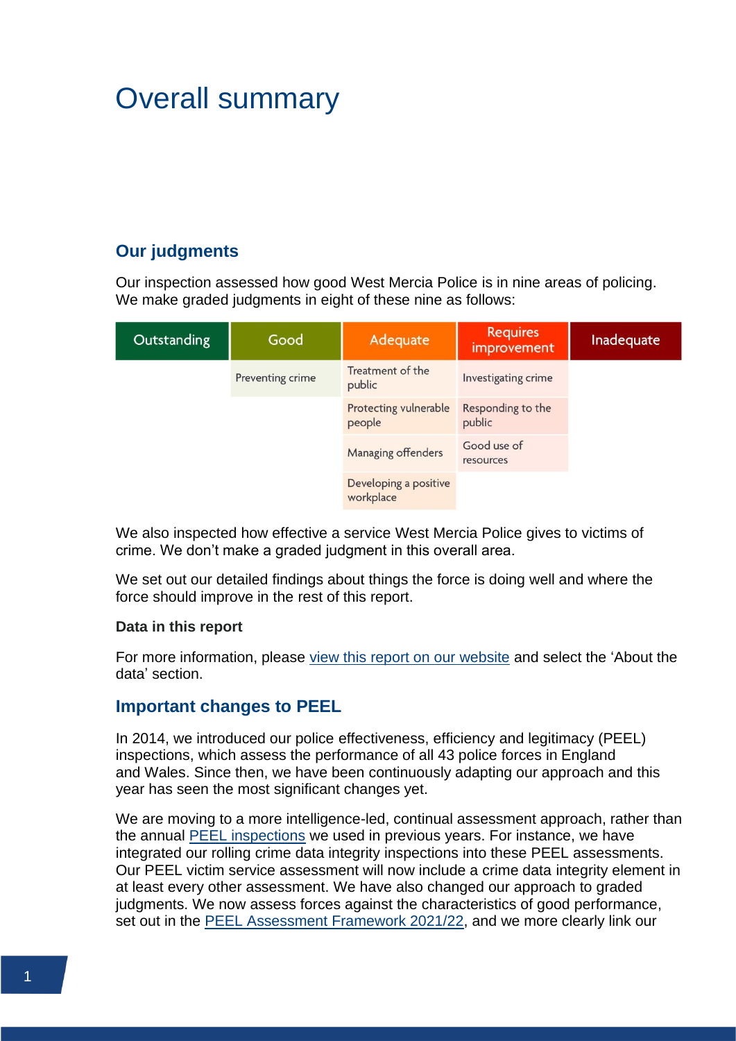# Overall summary

## Our judgments

Our inspection assessed how good West Mercia Police is in nine areas of policing. We make graded judgments in eight of these nine as follows:

| Outstanding | Good | Adequate | Requires improvement | Inadequate |
|---|---|---|---|---|
| | Preventing crime | Treatment of the public | Investigating crime | |
| | | Protecting vulnerable people | Responding to the public | |
| | | Managing offenders | Good use of resources | |
| | | Developing a positive workplace | | |

We also inspected how effective a service West Mercia Police gives to victims of crime. We don't make a graded judgment in this overall area.

We set out our detailed findings about things the force is doing well and where the force should improve in the rest of this report.

**Data in this report**

For more information, please view this report on our website and select the 'About the data' section.

## Important changes to PEEL

In 2014, we introduced our police effectiveness, efficiency and legitimacy (PEEL) inspections, which assess the performance of all 43 police forces in England and Wales. Since then, we have been continuously adapting our approach and this year has seen the most significant changes yet.

We are moving to a more intelligence-led, continual assessment approach, rather than the annual PEEL inspections we used in previous years. For instance, we have integrated our rolling crime data integrity inspections into these PEEL assessments. Our PEEL victim service assessment will now include a crime data integrity element in at least every other assessment. We have also changed our approach to graded judgments. We now assess forces against the characteristics of good performance, set out in the PEEL Assessment Framework 2021/22, and we more clearly link our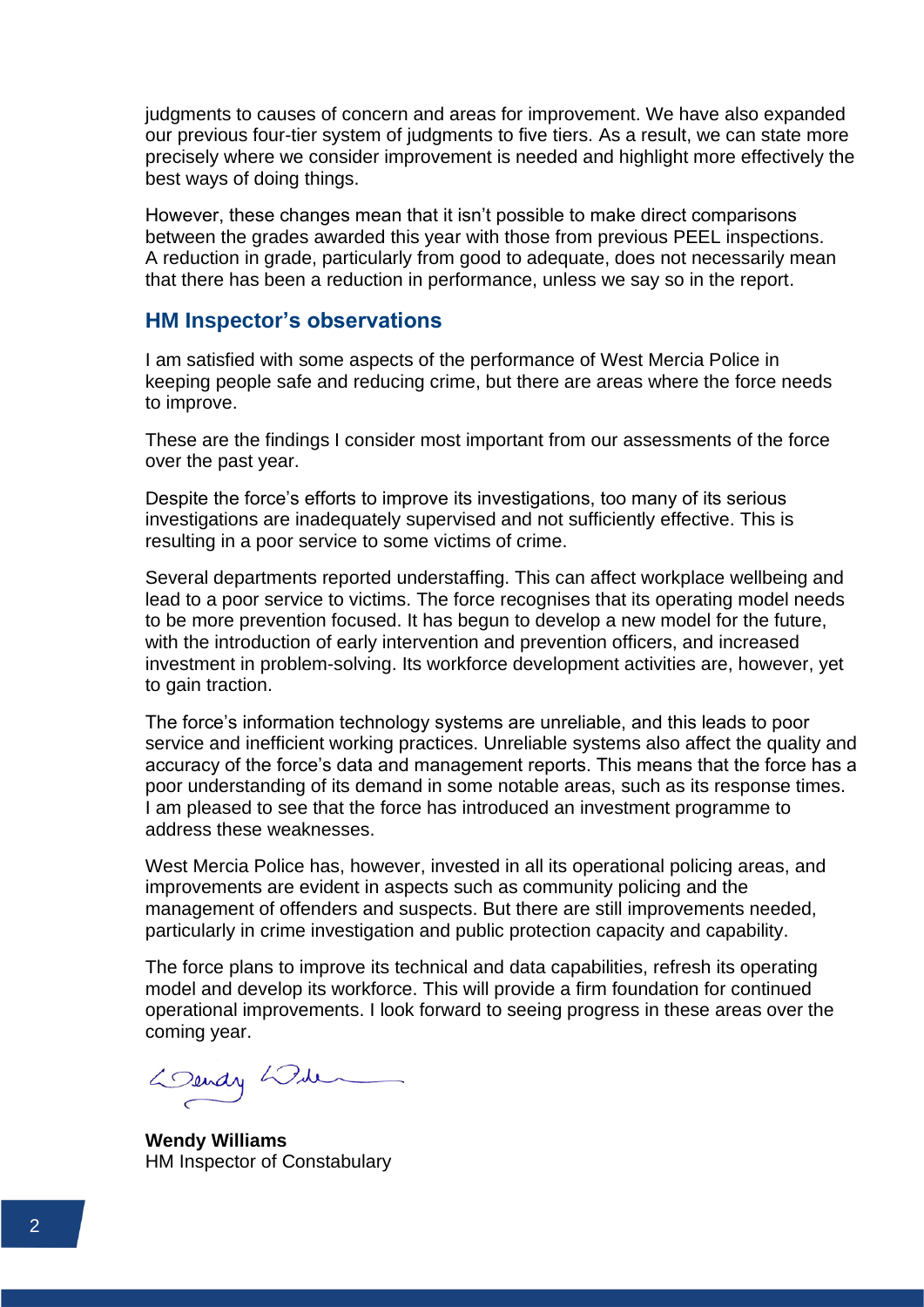judgments to causes of concern and areas for improvement. We have also expanded our previous four-tier system of judgments to five tiers. As a result, we can state more precisely where we consider improvement is needed and highlight more effectively the best ways of doing things.

However, these changes mean that it isn't possible to make direct comparisons between the grades awarded this year with those from previous PEEL inspections. A reduction in grade, particularly from good to adequate, does not necessarily mean that there has been a reduction in performance, unless we say so in the report.

## HM Inspector's observations

I am satisfied with some aspects of the performance of West Mercia Police in keeping people safe and reducing crime, but there are areas where the force needs to improve.

These are the findings I consider most important from our assessments of the force over the past year.

Despite the force's efforts to improve its investigations, too many of its serious investigations are inadequately supervised and not sufficiently effective. This is resulting in a poor service to some victims of crime.

Several departments reported understaffing. This can affect workplace wellbeing and lead to a poor service to victims. The force recognises that its operating model needs to be more prevention focused. It has begun to develop a new model for the future, with the introduction of early intervention and prevention officers, and increased investment in problem-solving. Its workforce development activities are, however, yet to gain traction.

The force's information technology systems are unreliable, and this leads to poor service and inefficient working practices. Unreliable systems also affect the quality and accuracy of the force's data and management reports. This means that the force has a poor understanding of its demand in some notable areas, such as its response times. I am pleased to see that the force has introduced an investment programme to address these weaknesses.

West Mercia Police has, however, invested in all its operational policing areas, and improvements are evident in aspects such as community policing and the management of offenders and suspects. But there are still improvements needed, particularly in crime investigation and public protection capacity and capability.

The force plans to improve its technical and data capabilities, refresh its operating model and develop its workforce. This will provide a firm foundation for continued operational improvements. I look forward to seeing progress in these areas over the coming year.

**Wendy Williams**
HM Inspector of Constabulary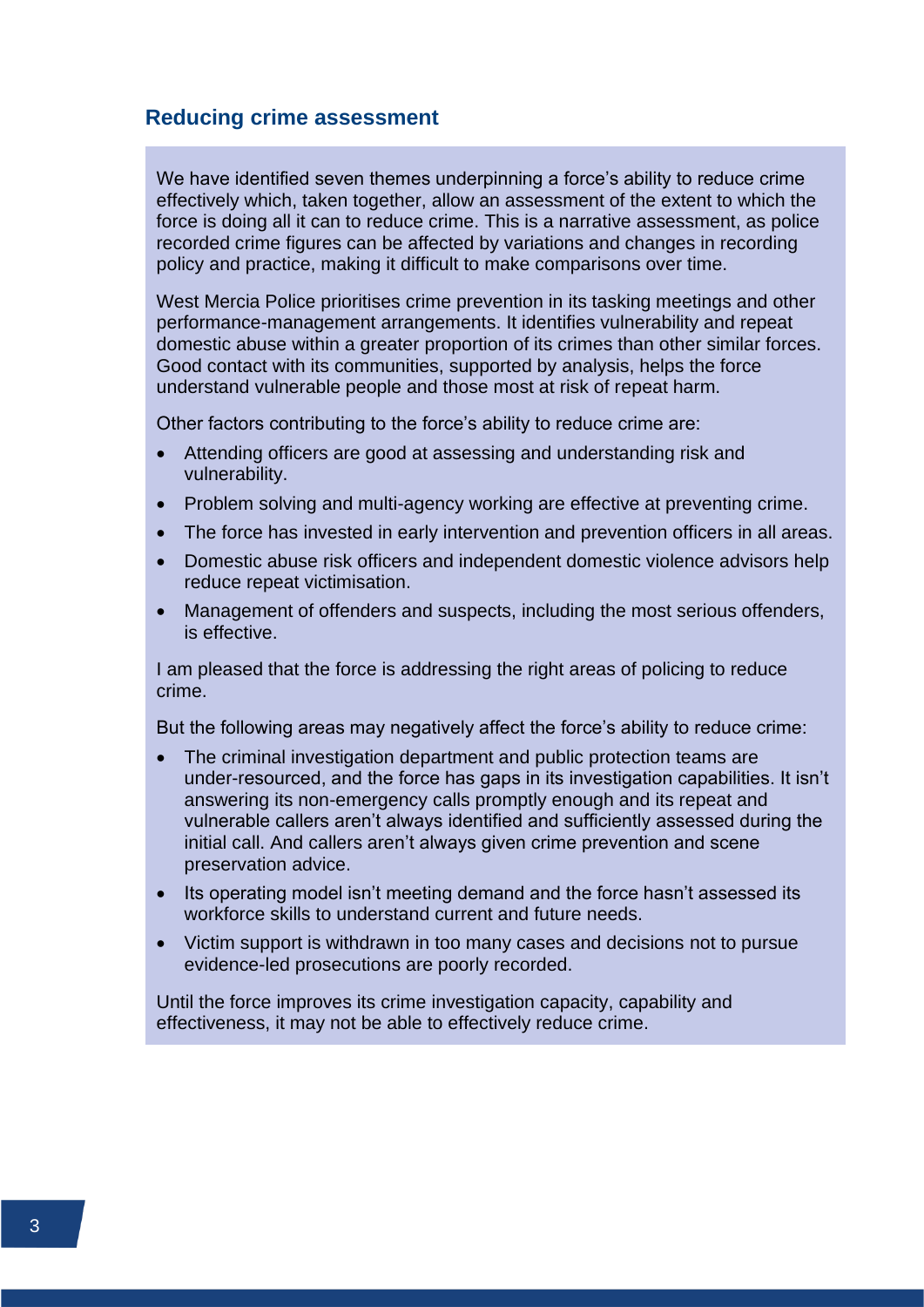## Reducing crime assessment

We have identified seven themes underpinning a force's ability to reduce crime effectively which, taken together, allow an assessment of the extent to which the force is doing all it can to reduce crime. This is a narrative assessment, as police recorded crime figures can be affected by variations and changes in recording policy and practice, making it difficult to make comparisons over time.

West Mercia Police prioritises crime prevention in its tasking meetings and other performance-management arrangements. It identifies vulnerability and repeat domestic abuse within a greater proportion of its crimes than other similar forces. Good contact with its communities, supported by analysis, helps the force understand vulnerable people and those most at risk of repeat harm.

Other factors contributing to the force's ability to reduce crime are:

- Attending officers are good at assessing and understanding risk and vulnerability.
- Problem solving and multi-agency working are effective at preventing crime.
- The force has invested in early intervention and prevention officers in all areas.
- Domestic abuse risk officers and independent domestic violence advisors help reduce repeat victimisation.
- Management of offenders and suspects, including the most serious offenders, is effective.

I am pleased that the force is addressing the right areas of policing to reduce crime.

But the following areas may negatively affect the force's ability to reduce crime:

- The criminal investigation department and public protection teams are under-resourced, and the force has gaps in its investigation capabilities. It isn't answering its non-emergency calls promptly enough and its repeat and vulnerable callers aren't always identified and sufficiently assessed during the initial call. And callers aren't always given crime prevention and scene preservation advice.
- Its operating model isn't meeting demand and the force hasn't assessed its workforce skills to understand current and future needs.
- Victim support is withdrawn in too many cases and decisions not to pursue evidence-led prosecutions are poorly recorded.

Until the force improves its crime investigation capacity, capability and effectiveness, it may not be able to effectively reduce crime.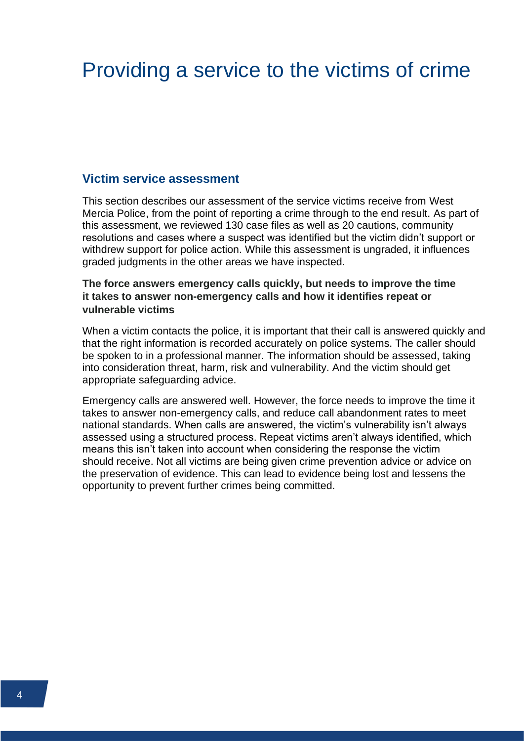# Providing a service to the victims of crime

## Victim service assessment

This section describes our assessment of the service victims receive from West Mercia Police, from the point of reporting a crime through to the end result. As part of this assessment, we reviewed 130 case files as well as 20 cautions, community resolutions and cases where a suspect was identified but the victim didn't support or withdrew support for police action. While this assessment is ungraded, it influences graded judgments in the other areas we have inspected.

**The force answers emergency calls quickly, but needs to improve the time it takes to answer non-emergency calls and how it identifies repeat or vulnerable victims**

When a victim contacts the police, it is important that their call is answered quickly and that the right information is recorded accurately on police systems. The caller should be spoken to in a professional manner. The information should be assessed, taking into consideration threat, harm, risk and vulnerability. And the victim should get appropriate safeguarding advice.

Emergency calls are answered well. However, the force needs to improve the time it takes to answer non-emergency calls, and reduce call abandonment rates to meet national standards. When calls are answered, the victim's vulnerability isn't always assessed using a structured process. Repeat victims aren't always identified, which means this isn't taken into account when considering the response the victim should receive. Not all victims are being given crime prevention advice or advice on the preservation of evidence. This can lead to evidence being lost and lessens the opportunity to prevent further crimes being committed.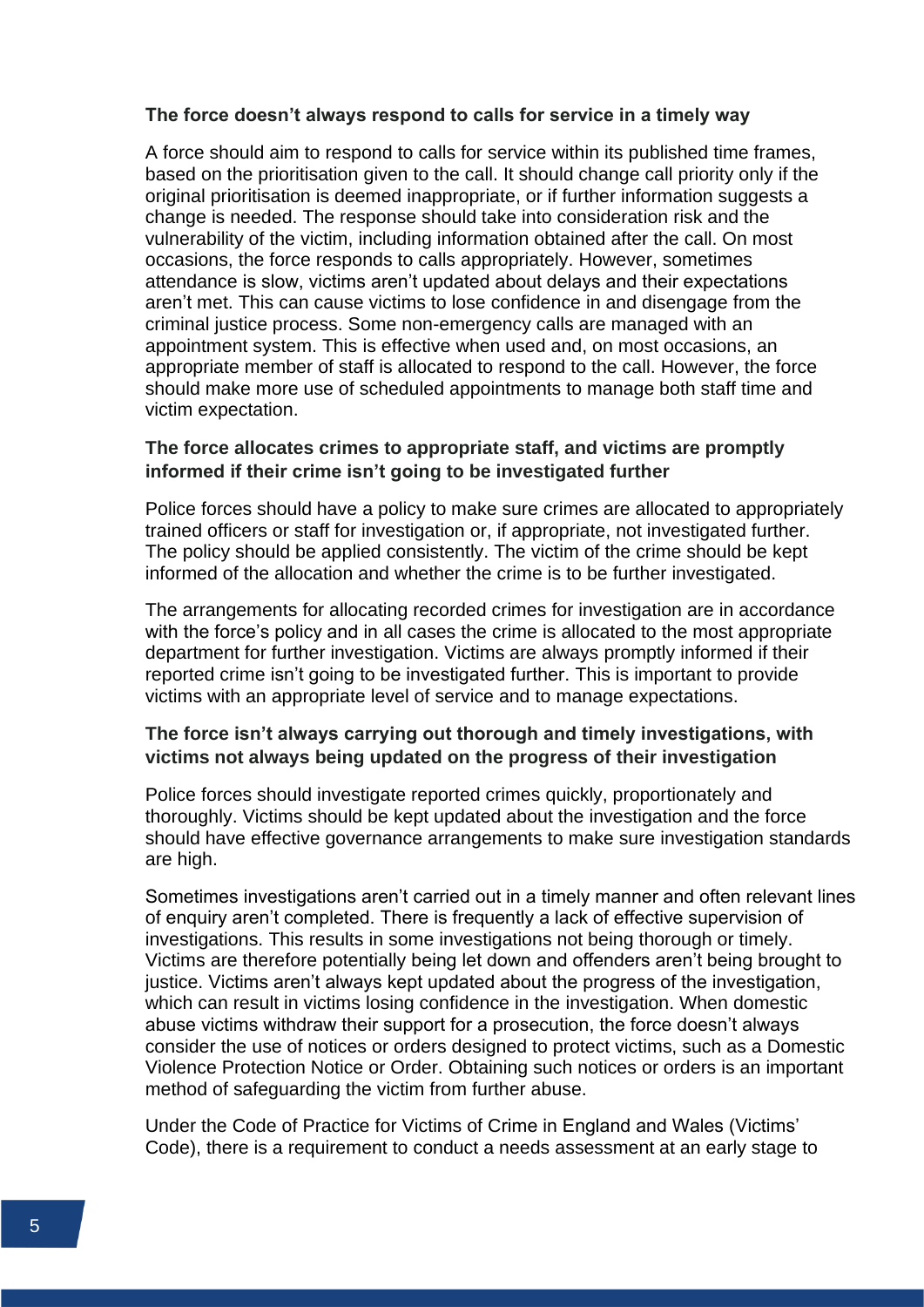**The force doesn't always respond to calls for service in a timely way**

A force should aim to respond to calls for service within its published time frames, based on the prioritisation given to the call. It should change call priority only if the original prioritisation is deemed inappropriate, or if further information suggests a change is needed. The response should take into consideration risk and the vulnerability of the victim, including information obtained after the call. On most occasions, the force responds to calls appropriately. However, sometimes attendance is slow, victims aren't updated about delays and their expectations aren't met. This can cause victims to lose confidence in and disengage from the criminal justice process. Some non-emergency calls are managed with an appointment system. This is effective when used and, on most occasions, an appropriate member of staff is allocated to respond to the call. However, the force should make more use of scheduled appointments to manage both staff time and victim expectation.

**The force allocates crimes to appropriate staff, and victims are promptly informed if their crime isn't going to be investigated further**

Police forces should have a policy to make sure crimes are allocated to appropriately trained officers or staff for investigation or, if appropriate, not investigated further. The policy should be applied consistently. The victim of the crime should be kept informed of the allocation and whether the crime is to be further investigated.

The arrangements for allocating recorded crimes for investigation are in accordance with the force's policy and in all cases the crime is allocated to the most appropriate department for further investigation. Victims are always promptly informed if their reported crime isn't going to be investigated further. This is important to provide victims with an appropriate level of service and to manage expectations.

**The force isn't always carrying out thorough and timely investigations, with victims not always being updated on the progress of their investigation**

Police forces should investigate reported crimes quickly, proportionately and thoroughly. Victims should be kept updated about the investigation and the force should have effective governance arrangements to make sure investigation standards are high.

Sometimes investigations aren't carried out in a timely manner and often relevant lines of enquiry aren't completed. There is frequently a lack of effective supervision of investigations. This results in some investigations not being thorough or timely. Victims are therefore potentially being let down and offenders aren't being brought to justice. Victims aren't always kept updated about the progress of the investigation, which can result in victims losing confidence in the investigation. When domestic abuse victims withdraw their support for a prosecution, the force doesn't always consider the use of notices or orders designed to protect victims, such as a Domestic Violence Protection Notice or Order. Obtaining such notices or orders is an important method of safeguarding the victim from further abuse.

Under the Code of Practice for Victims of Crime in England and Wales (Victims' Code), there is a requirement to conduct a needs assessment at an early stage to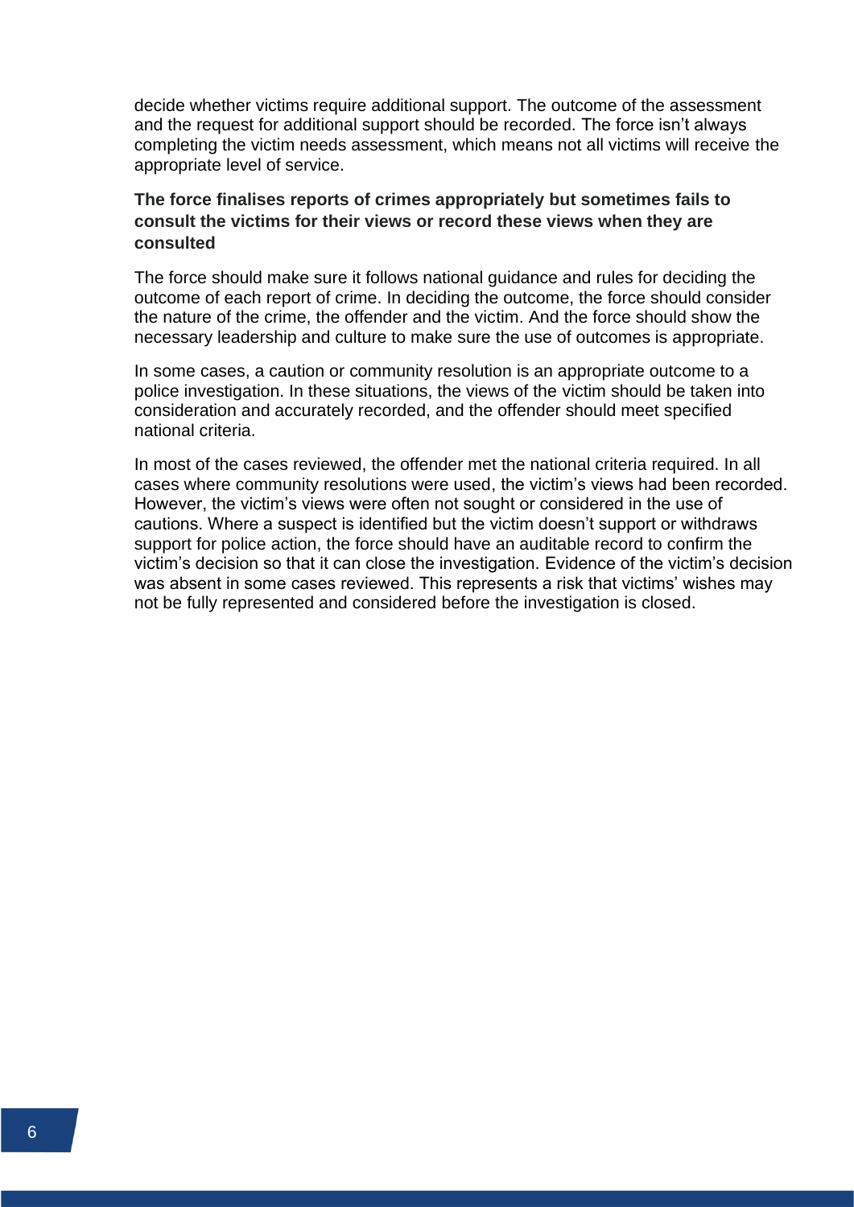decide whether victims require additional support. The outcome of the assessment and the request for additional support should be recorded. The force isn't always completing the victim needs assessment, which means not all victims will receive the appropriate level of service.

**The force finalises reports of crimes appropriately but sometimes fails to consult the victims for their views or record these views when they are consulted**

The force should make sure it follows national guidance and rules for deciding the outcome of each report of crime. In deciding the outcome, the force should consider the nature of the crime, the offender and the victim. And the force should show the necessary leadership and culture to make sure the use of outcomes is appropriate.

In some cases, a caution or community resolution is an appropriate outcome to a police investigation. In these situations, the views of the victim should be taken into consideration and accurately recorded, and the offender should meet specified national criteria.

In most of the cases reviewed, the offender met the national criteria required. In all cases where community resolutions were used, the victim's views had been recorded. However, the victim's views were often not sought or considered in the use of cautions. Where a suspect is identified but the victim doesn't support or withdraws support for police action, the force should have an auditable record to confirm the victim's decision so that it can close the investigation. Evidence of the victim's decision was absent in some cases reviewed. This represents a risk that victims' wishes may not be fully represented and considered before the investigation is closed.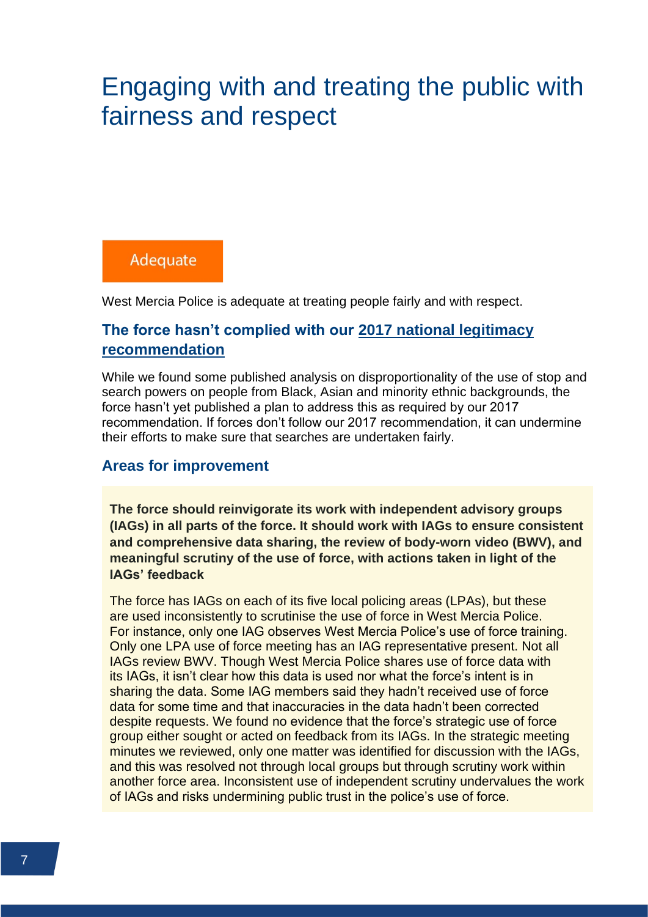# Engaging with and treating the public with fairness and respect

Adequate

West Mercia Police is adequate at treating people fairly and with respect.

### The force hasn't complied with our 2017 national legitimacy recommendation

While we found some published analysis on disproportionality of the use of stop and search powers on people from Black, Asian and minority ethnic backgrounds, the force hasn't yet published a plan to address this as required by our 2017 recommendation. If forces don't follow our 2017 recommendation, it can undermine their efforts to make sure that searches are undertaken fairly.

### Areas for improvement

**The force should reinvigorate its work with independent advisory groups (IAGs) in all parts of the force. It should work with IAGs to ensure consistent and comprehensive data sharing, the review of body-worn video (BWV), and meaningful scrutiny of the use of force, with actions taken in light of the IAGs' feedback**

The force has IAGs on each of its five local policing areas (LPAs), but these are used inconsistently to scrutinise the use of force in West Mercia Police. For instance, only one IAG observes West Mercia Police's use of force training. Only one LPA use of force meeting has an IAG representative present. Not all IAGs review BWV. Though West Mercia Police shares use of force data with its IAGs, it isn't clear how this data is used nor what the force's intent is in sharing the data. Some IAG members said they hadn't received use of force data for some time and that inaccuracies in the data hadn't been corrected despite requests. We found no evidence that the force's strategic use of force group either sought or acted on feedback from its IAGs. In the strategic meeting minutes we reviewed, only one matter was identified for discussion with the IAGs, and this was resolved not through local groups but through scrutiny work within another force area. Inconsistent use of independent scrutiny undervalues the work of IAGs and risks undermining public trust in the police's use of force.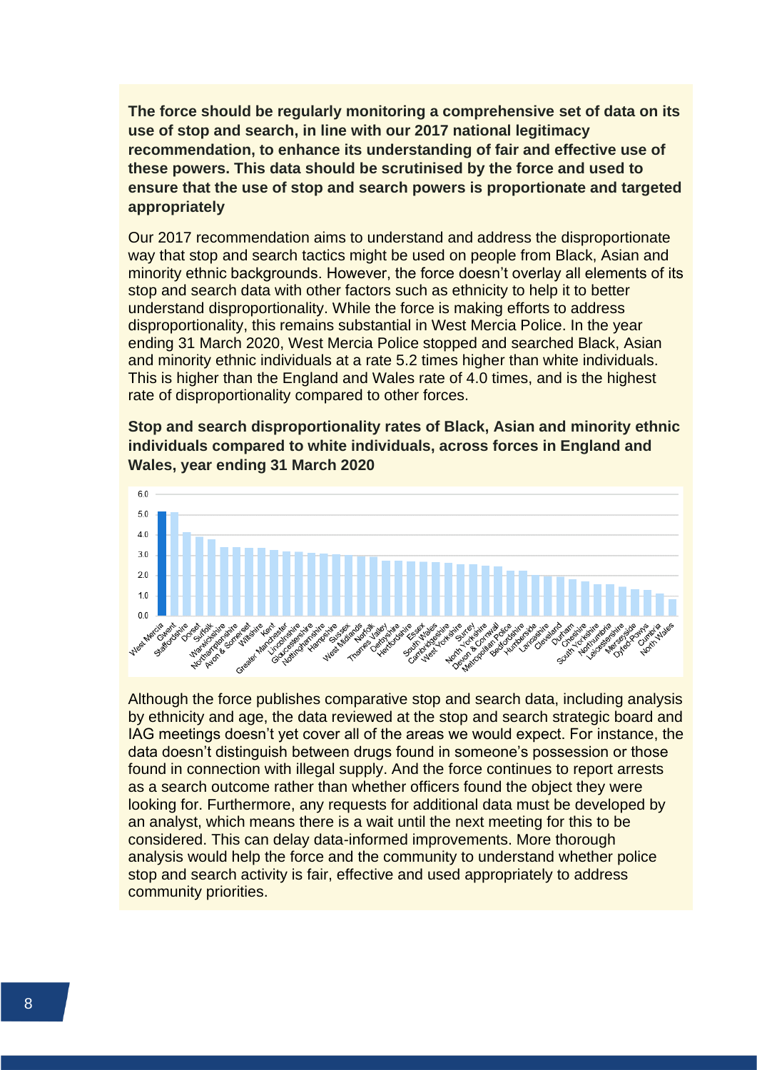**The force should be regularly monitoring a comprehensive set of data on its use of stop and search, in line with our 2017 national legitimacy recommendation, to enhance its understanding of fair and effective use of these powers. This data should be scrutinised by the force and used to ensure that the use of stop and search powers is proportionate and targeted appropriately**

Our 2017 recommendation aims to understand and address the disproportionate way that stop and search tactics might be used on people from Black, Asian and minority ethnic backgrounds. However, the force doesn't overlay all elements of its stop and search data with other factors such as ethnicity to help it to better understand disproportionality. While the force is making efforts to address disproportionality, this remains substantial in West Mercia Police. In the year ending 31 March 2020, West Mercia Police stopped and searched Black, Asian and minority ethnic individuals at a rate 5.2 times higher than white individuals. This is higher than the England and Wales rate of 4.0 times, and is the highest rate of disproportionality compared to other forces.

**Stop and search disproportionality rates of Black, Asian and minority ethnic individuals compared to white individuals, across forces in England and Wales, year ending 31 March 2020**

Although the force publishes comparative stop and search data, including analysis by ethnicity and age, the data reviewed at the stop and search strategic board and IAG meetings doesn't yet cover all of the areas we would expect. For instance, the data doesn't distinguish between drugs found in someone's possession or those found in connection with illegal supply. And the force continues to report arrests as a search outcome rather than whether officers found the object they were looking for. Furthermore, any requests for additional data must be developed by an analyst, which means there is a wait until the next meeting for this to be considered. This can delay data-informed improvements. More thorough analysis would help the force and the community to understand whether police stop and search activity is fair, effective and used appropriately to address community priorities.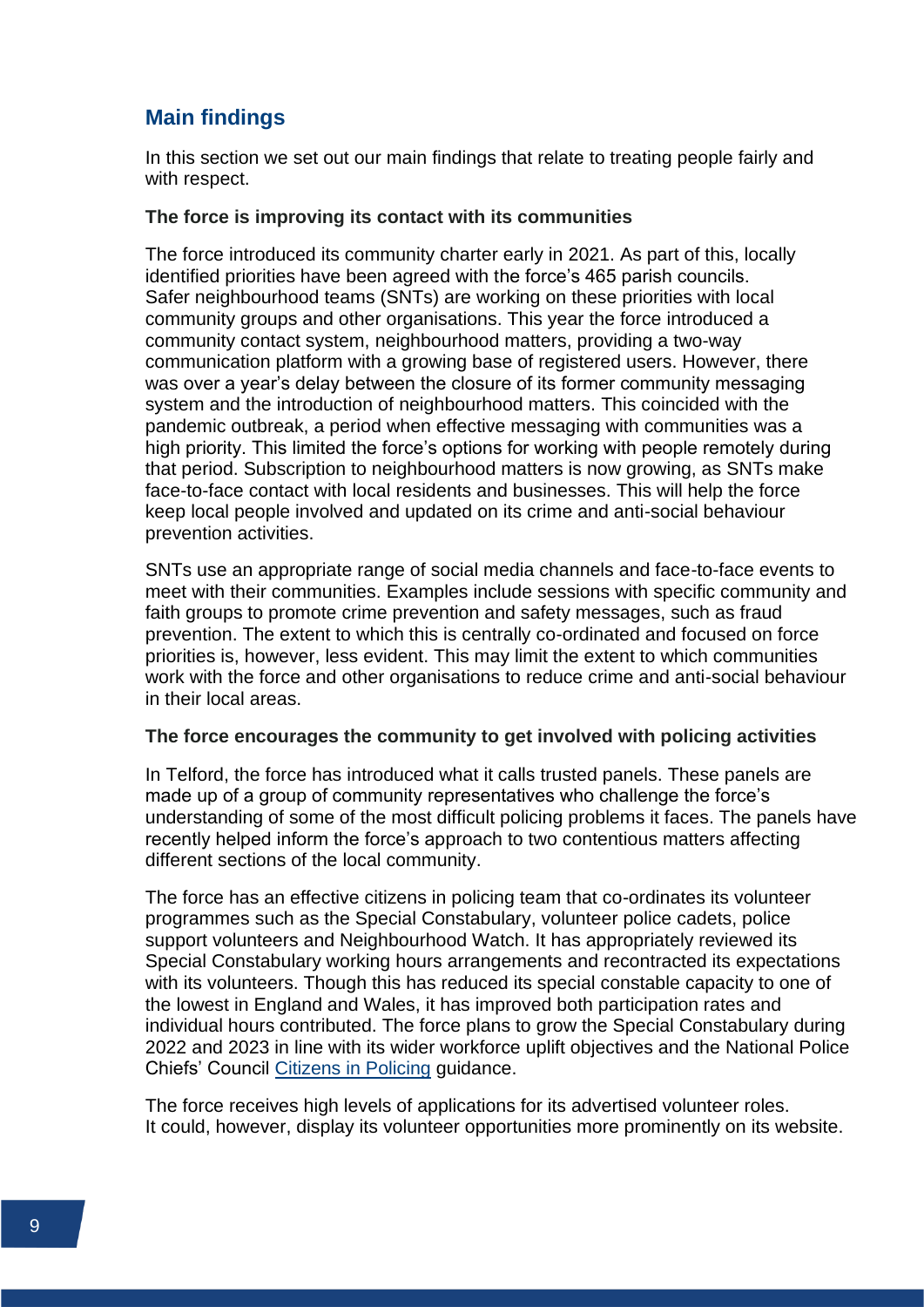## Main findings

In this section we set out our main findings that relate to treating people fairly and with respect.

**The force is improving its contact with its communities**

The force introduced its community charter early in 2021. As part of this, locally identified priorities have been agreed with the force's 465 parish councils. Safer neighbourhood teams (SNTs) are working on these priorities with local community groups and other organisations. This year the force introduced a community contact system, neighbourhood matters, providing a two-way communication platform with a growing base of registered users. However, there was over a year's delay between the closure of its former community messaging system and the introduction of neighbourhood matters. This coincided with the pandemic outbreak, a period when effective messaging with communities was a high priority. This limited the force's options for working with people remotely during that period. Subscription to neighbourhood matters is now growing, as SNTs make face-to-face contact with local residents and businesses. This will help the force keep local people involved and updated on its crime and anti-social behaviour prevention activities.

SNTs use an appropriate range of social media channels and face-to-face events to meet with their communities. Examples include sessions with specific community and faith groups to promote crime prevention and safety messages, such as fraud prevention. The extent to which this is centrally co-ordinated and focused on force priorities is, however, less evident. This may limit the extent to which communities work with the force and other organisations to reduce crime and anti-social behaviour in their local areas.

**The force encourages the community to get involved with policing activities**

In Telford, the force has introduced what it calls trusted panels. These panels are made up of a group of community representatives who challenge the force's understanding of some of the most difficult policing problems it faces. The panels have recently helped inform the force's approach to two contentious matters affecting different sections of the local community.

The force has an effective citizens in policing team that co-ordinates its volunteer programmes such as the Special Constabulary, volunteer police cadets, police support volunteers and Neighbourhood Watch. It has appropriately reviewed its Special Constabulary working hours arrangements and recontracted its expectations with its volunteers. Though this has reduced its special constable capacity to one of the lowest in England and Wales, it has improved both participation rates and individual hours contributed. The force plans to grow the Special Constabulary during 2022 and 2023 in line with its wider workforce uplift objectives and the National Police Chiefs' Council Citizens in Policing guidance.

The force receives high levels of applications for its advertised volunteer roles. It could, however, display its volunteer opportunities more prominently on its website.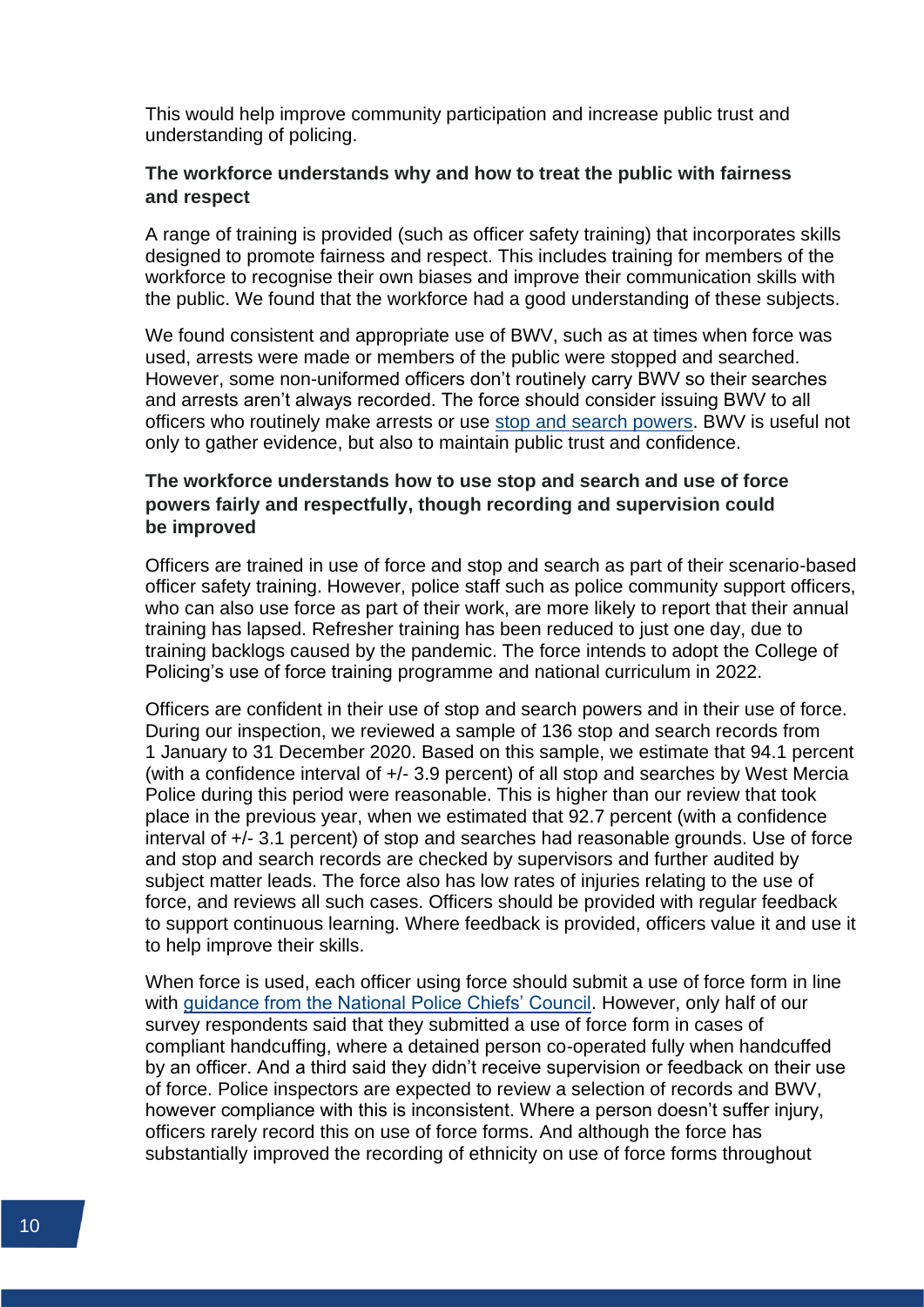This would help improve community participation and increase public trust and understanding of policing.

**The workforce understands why and how to treat the public with fairness and respect**

A range of training is provided (such as officer safety training) that incorporates skills designed to promote fairness and respect. This includes training for members of the workforce to recognise their own biases and improve their communication skills with the public. We found that the workforce had a good understanding of these subjects.

We found consistent and appropriate use of BWV, such as at times when force was used, arrests were made or members of the public were stopped and searched. However, some non-uniformed officers don't routinely carry BWV so their searches and arrests aren't always recorded. The force should consider issuing BWV to all officers who routinely make arrests or use stop and search powers. BWV is useful not only to gather evidence, but also to maintain public trust and confidence.

**The workforce understands how to use stop and search and use of force powers fairly and respectfully, though recording and supervision could be improved**

Officers are trained in use of force and stop and search as part of their scenario-based officer safety training. However, police staff such as police community support officers, who can also use force as part of their work, are more likely to report that their annual training has lapsed. Refresher training has been reduced to just one day, due to training backlogs caused by the pandemic. The force intends to adopt the College of Policing's use of force training programme and national curriculum in 2022.

Officers are confident in their use of stop and search powers and in their use of force. During our inspection, we reviewed a sample of 136 stop and search records from 1 January to 31 December 2020. Based on this sample, we estimate that 94.1 percent (with a confidence interval of +/- 3.9 percent) of all stop and searches by West Mercia Police during this period were reasonable. This is higher than our review that took place in the previous year, when we estimated that 92.7 percent (with a confidence interval of +/- 3.1 percent) of stop and searches had reasonable grounds. Use of force and stop and search records are checked by supervisors and further audited by subject matter leads. The force also has low rates of injuries relating to the use of force, and reviews all such cases. Officers should be provided with regular feedback to support continuous learning. Where feedback is provided, officers value it and use it to help improve their skills.

When force is used, each officer using force should submit a use of force form in line with guidance from the National Police Chiefs' Council. However, only half of our survey respondents said that they submitted a use of force form in cases of compliant handcuffing, where a detained person co-operated fully when handcuffed by an officer. And a third said they didn't receive supervision or feedback on their use of force. Police inspectors are expected to review a selection of records and BWV, however compliance with this is inconsistent. Where a person doesn't suffer injury, officers rarely record this on use of force forms. And although the force has substantially improved the recording of ethnicity on use of force forms throughout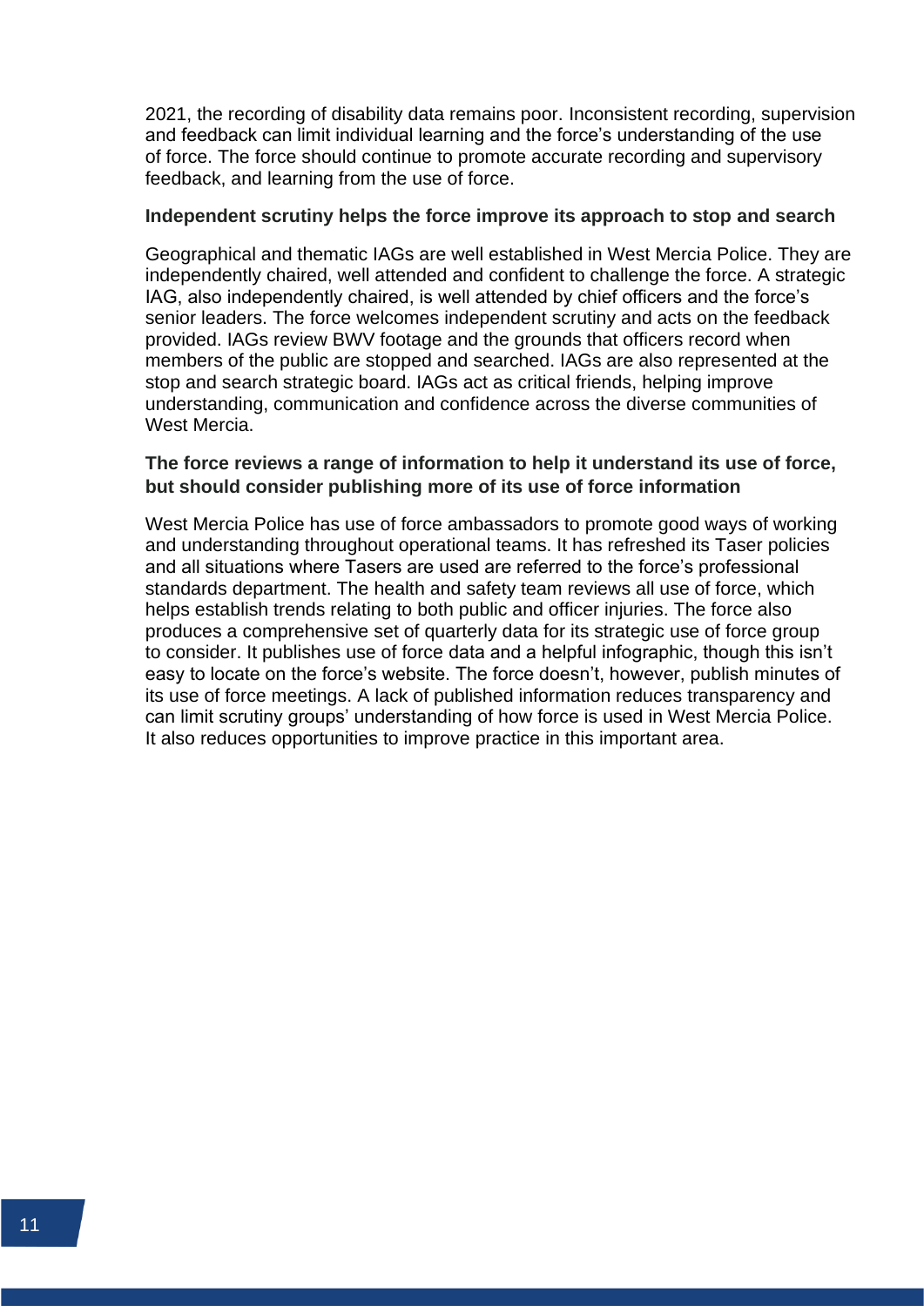2021, the recording of disability data remains poor. Inconsistent recording, supervision and feedback can limit individual learning and the force's understanding of the use of force. The force should continue to promote accurate recording and supervisory feedback, and learning from the use of force.

**Independent scrutiny helps the force improve its approach to stop and search**

Geographical and thematic IAGs are well established in West Mercia Police. They are independently chaired, well attended and confident to challenge the force. A strategic IAG, also independently chaired, is well attended by chief officers and the force's senior leaders. The force welcomes independent scrutiny and acts on the feedback provided. IAGs review BWV footage and the grounds that officers record when members of the public are stopped and searched. IAGs are also represented at the stop and search strategic board. IAGs act as critical friends, helping improve understanding, communication and confidence across the diverse communities of West Mercia.

**The force reviews a range of information to help it understand its use of force, but should consider publishing more of its use of force information**

West Mercia Police has use of force ambassadors to promote good ways of working and understanding throughout operational teams. It has refreshed its Taser policies and all situations where Tasers are used are referred to the force's professional standards department. The health and safety team reviews all use of force, which helps establish trends relating to both public and officer injuries. The force also produces a comprehensive set of quarterly data for its strategic use of force group to consider. It publishes use of force data and a helpful infographic, though this isn't easy to locate on the force's website. The force doesn't, however, publish minutes of its use of force meetings. A lack of published information reduces transparency and can limit scrutiny groups' understanding of how force is used in West Mercia Police. It also reduces opportunities to improve practice in this important area.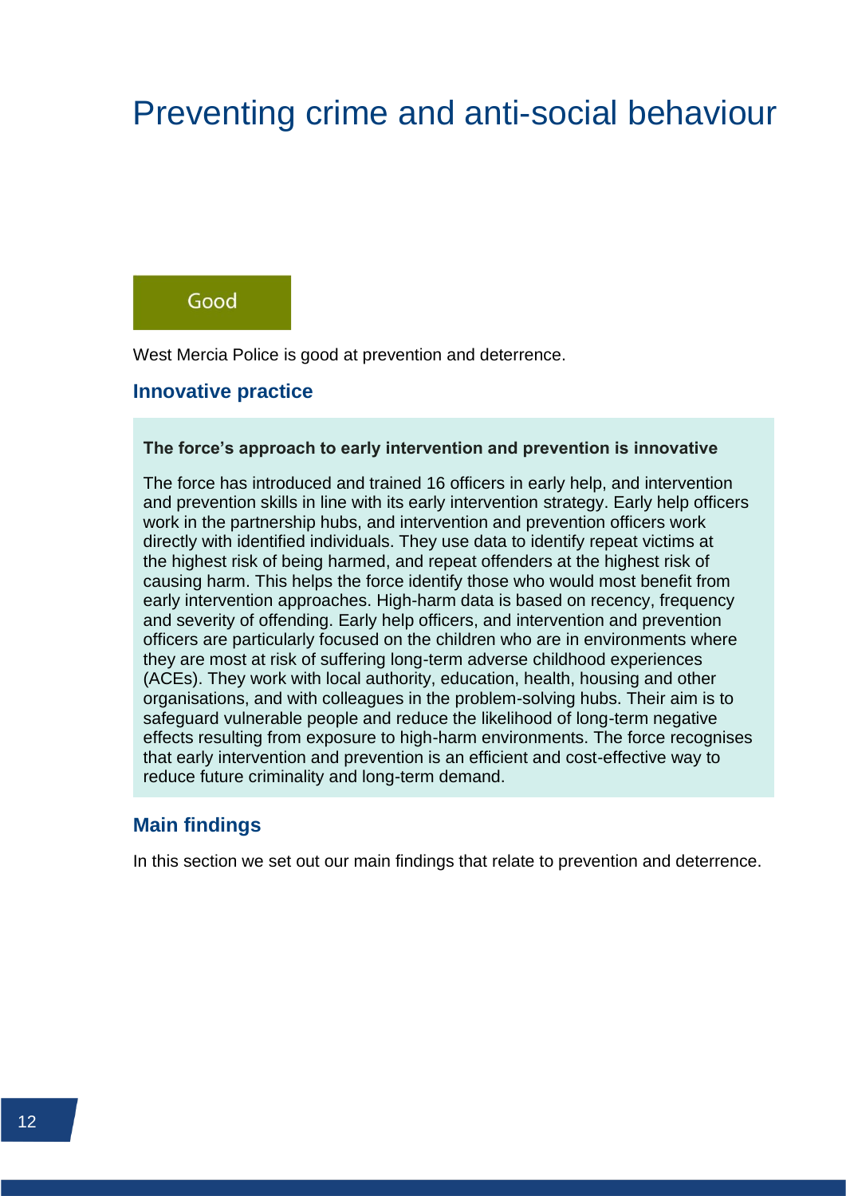# Preventing crime and anti-social behaviour

**Good**

West Mercia Police is good at prevention and deterrence.

## Innovative practice

**The force's approach to early intervention and prevention is innovative**

The force has introduced and trained 16 officers in early help, and intervention and prevention skills in line with its early intervention strategy. Early help officers work in the partnership hubs, and intervention and prevention officers work directly with identified individuals. They use data to identify repeat victims at the highest risk of being harmed, and repeat offenders at the highest risk of causing harm. This helps the force identify those who would most benefit from early intervention approaches. High-harm data is based on recency, frequency and severity of offending. Early help officers, and intervention and prevention officers are particularly focused on the children who are in environments where they are most at risk of suffering long-term adverse childhood experiences (ACEs). They work with local authority, education, health, housing and other organisations, and with colleagues in the problem-solving hubs. Their aim is to safeguard vulnerable people and reduce the likelihood of long-term negative effects resulting from exposure to high-harm environments. The force recognises that early intervention and prevention is an efficient and cost-effective way to reduce future criminality and long-term demand.

## Main findings

In this section we set out our main findings that relate to prevention and deterrence.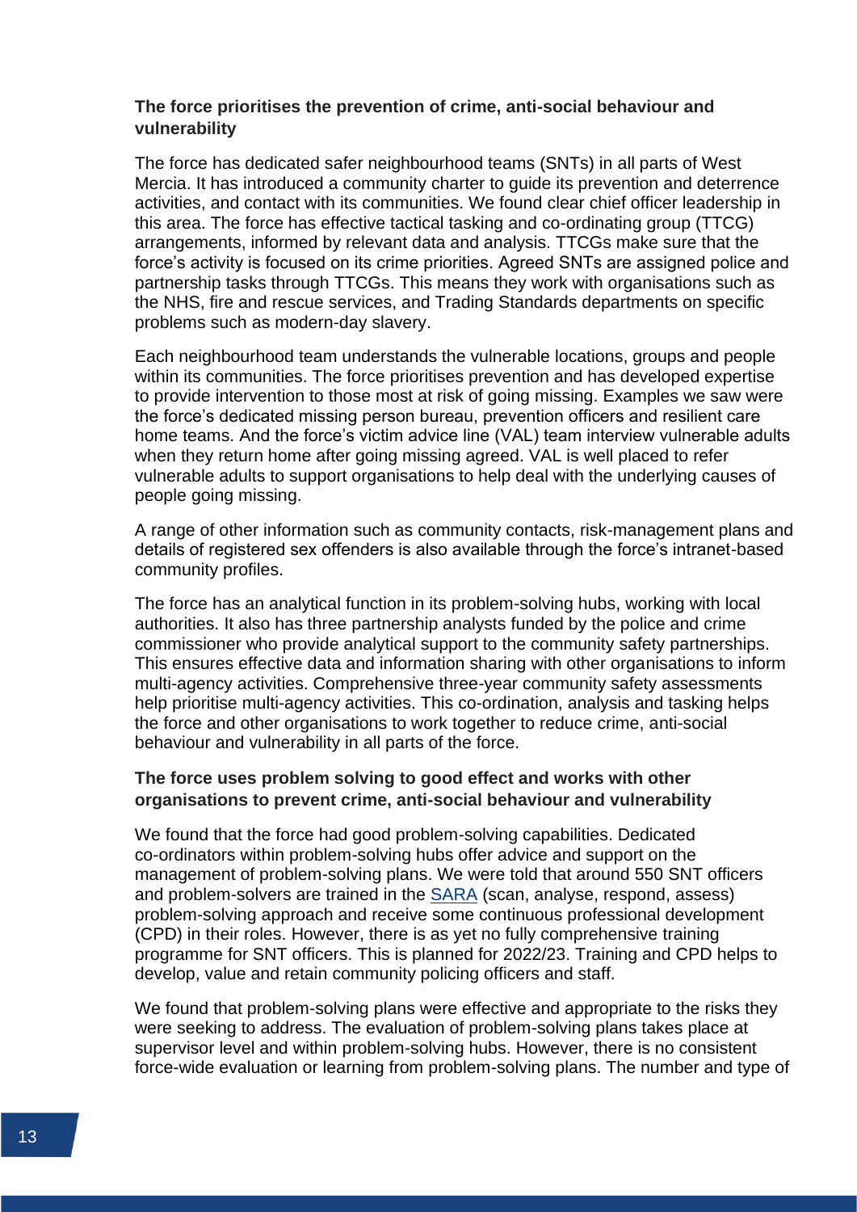### The force prioritises the prevention of crime, anti-social behaviour and vulnerability

The force has dedicated safer neighbourhood teams (SNTs) in all parts of West Mercia. It has introduced a community charter to guide its prevention and deterrence activities, and contact with its communities. We found clear chief officer leadership in this area. The force has effective tactical tasking and co-ordinating group (TTCG) arrangements, informed by relevant data and analysis. TTCGs make sure that the force's activity is focused on its crime priorities. Agreed SNTs are assigned police and partnership tasks through TTCGs. This means they work with organisations such as the NHS, fire and rescue services, and Trading Standards departments on specific problems such as modern-day slavery.

Each neighbourhood team understands the vulnerable locations, groups and people within its communities. The force prioritises prevention and has developed expertise to provide intervention to those most at risk of going missing. Examples we saw were the force's dedicated missing person bureau, prevention officers and resilient care home teams. And the force's victim advice line (VAL) team interview vulnerable adults when they return home after going missing agreed. VAL is well placed to refer vulnerable adults to support organisations to help deal with the underlying causes of people going missing.

A range of other information such as community contacts, risk-management plans and details of registered sex offenders is also available through the force's intranet-based community profiles.

The force has an analytical function in its problem-solving hubs, working with local authorities. It also has three partnership analysts funded by the police and crime commissioner who provide analytical support to the community safety partnerships. This ensures effective data and information sharing with other organisations to inform multi-agency activities. Comprehensive three-year community safety assessments help prioritise multi-agency activities. This co-ordination, analysis and tasking helps the force and other organisations to work together to reduce crime, anti-social behaviour and vulnerability in all parts of the force.

### The force uses problem solving to good effect and works with other organisations to prevent crime, anti-social behaviour and vulnerability

We found that the force had good problem-solving capabilities. Dedicated co-ordinators within problem-solving hubs offer advice and support on the management of problem-solving plans. We were told that around 550 SNT officers and problem-solvers are trained in the SARA (scan, analyse, respond, assess) problem-solving approach and receive some continuous professional development (CPD) in their roles. However, there is as yet no fully comprehensive training programme for SNT officers. This is planned for 2022/23. Training and CPD helps to develop, value and retain community policing officers and staff.

We found that problem-solving plans were effective and appropriate to the risks they were seeking to address. The evaluation of problem-solving plans takes place at supervisor level and within problem-solving hubs. However, there is no consistent force-wide evaluation or learning from problem-solving plans. The number and type of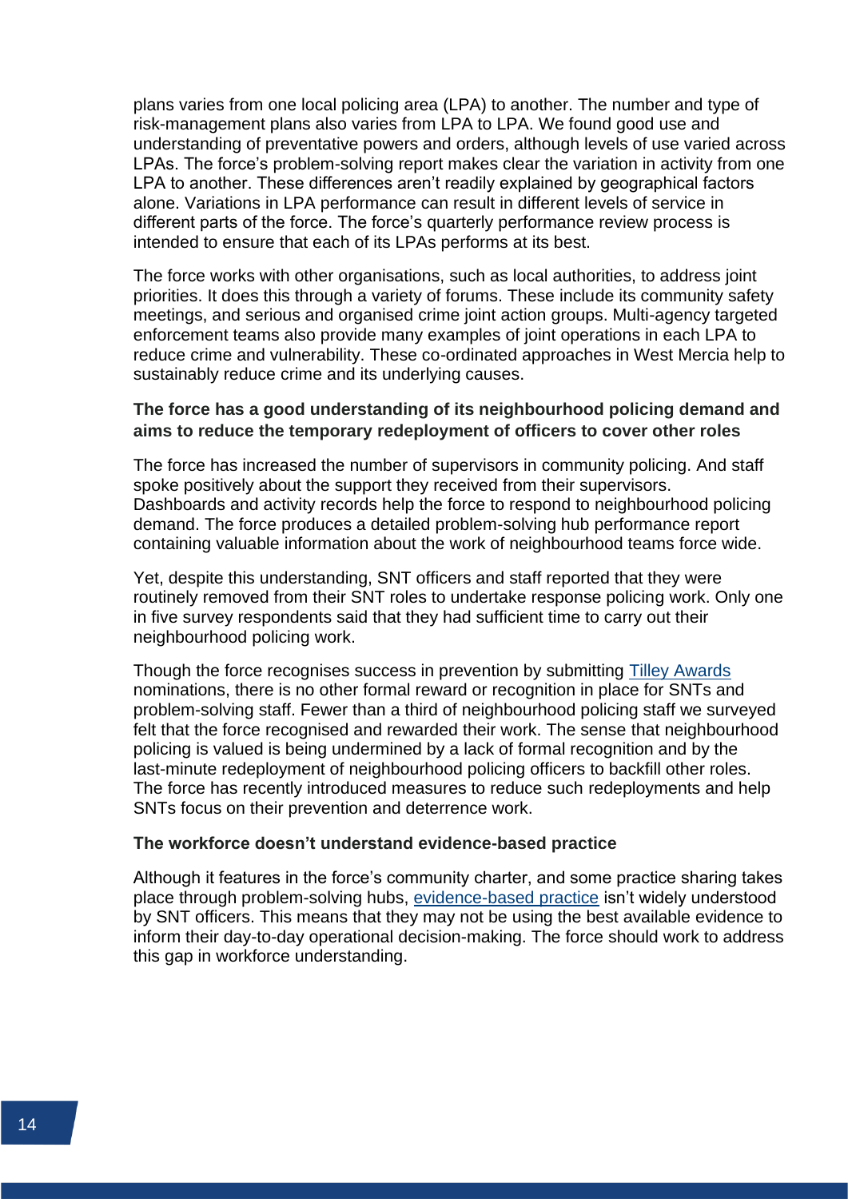plans varies from one local policing area (LPA) to another. The number and type of risk-management plans also varies from LPA to LPA. We found good use and understanding of preventative powers and orders, although levels of use varied across LPAs. The force's problem-solving report makes clear the variation in activity from one LPA to another. These differences aren't readily explained by geographical factors alone. Variations in LPA performance can result in different levels of service in different parts of the force. The force's quarterly performance review process is intended to ensure that each of its LPAs performs at its best.

The force works with other organisations, such as local authorities, to address joint priorities. It does this through a variety of forums. These include its community safety meetings, and serious and organised crime joint action groups. Multi-agency targeted enforcement teams also provide many examples of joint operations in each LPA to reduce crime and vulnerability. These co-ordinated approaches in West Mercia help to sustainably reduce crime and its underlying causes.

**The force has a good understanding of its neighbourhood policing demand and aims to reduce the temporary redeployment of officers to cover other roles**

The force has increased the number of supervisors in community policing. And staff spoke positively about the support they received from their supervisors. Dashboards and activity records help the force to respond to neighbourhood policing demand. The force produces a detailed problem-solving hub performance report containing valuable information about the work of neighbourhood teams force wide.

Yet, despite this understanding, SNT officers and staff reported that they were routinely removed from their SNT roles to undertake response policing work. Only one in five survey respondents said that they had sufficient time to carry out their neighbourhood policing work.

Though the force recognises success in prevention by submitting Tilley Awards nominations, there is no other formal reward or recognition in place for SNTs and problem-solving staff. Fewer than a third of neighbourhood policing staff we surveyed felt that the force recognised and rewarded their work. The sense that neighbourhood policing is valued is being undermined by a lack of formal recognition and by the last-minute redeployment of neighbourhood policing officers to backfill other roles. The force has recently introduced measures to reduce such redeployments and help SNTs focus on their prevention and deterrence work.

**The workforce doesn't understand evidence-based practice**

Although it features in the force's community charter, and some practice sharing takes place through problem-solving hubs, evidence-based practice isn't widely understood by SNT officers. This means that they may not be using the best available evidence to inform their day-to-day operational decision-making. The force should work to address this gap in workforce understanding.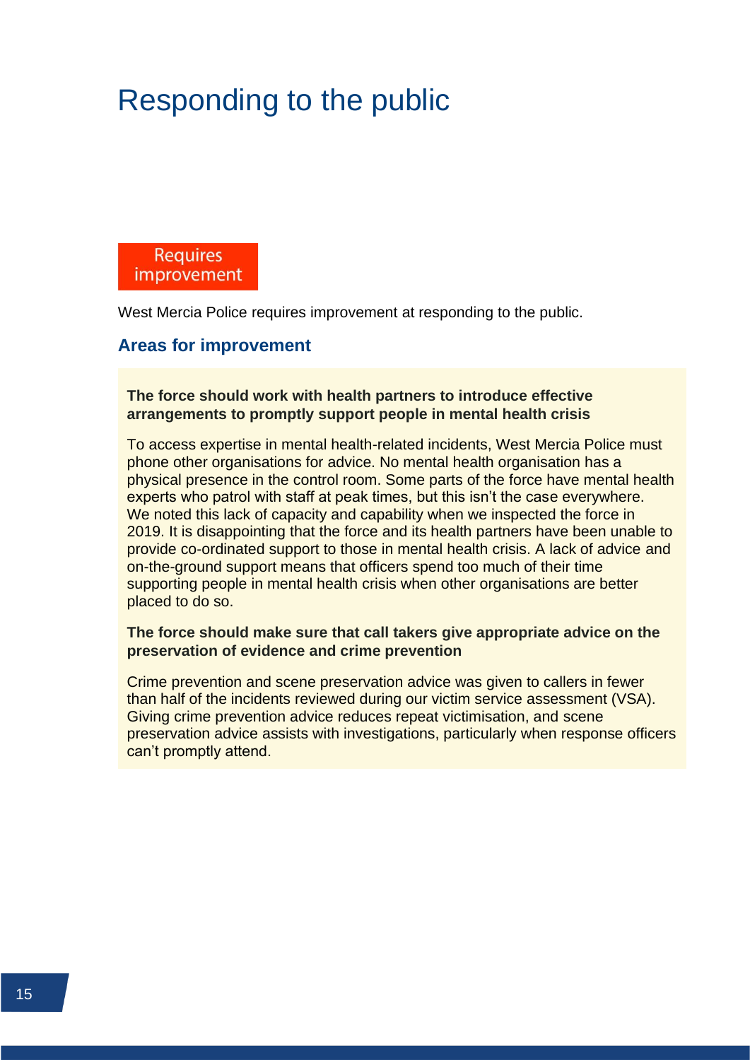# Responding to the public

**Requires improvement**

West Mercia Police requires improvement at responding to the public.

## Areas for improvement

**The force should work with health partners to introduce effective arrangements to promptly support people in mental health crisis**

To access expertise in mental health-related incidents, West Mercia Police must phone other organisations for advice. No mental health organisation has a physical presence in the control room. Some parts of the force have mental health experts who patrol with staff at peak times, but this isn't the case everywhere. We noted this lack of capacity and capability when we inspected the force in 2019. It is disappointing that the force and its health partners have been unable to provide co-ordinated support to those in mental health crisis. A lack of advice and on-the-ground support means that officers spend too much of their time supporting people in mental health crisis when other organisations are better placed to do so.

**The force should make sure that call takers give appropriate advice on the preservation of evidence and crime prevention**

Crime prevention and scene preservation advice was given to callers in fewer than half of the incidents reviewed during our victim service assessment (VSA). Giving crime prevention advice reduces repeat victimisation, and scene preservation advice assists with investigations, particularly when response officers can't promptly attend.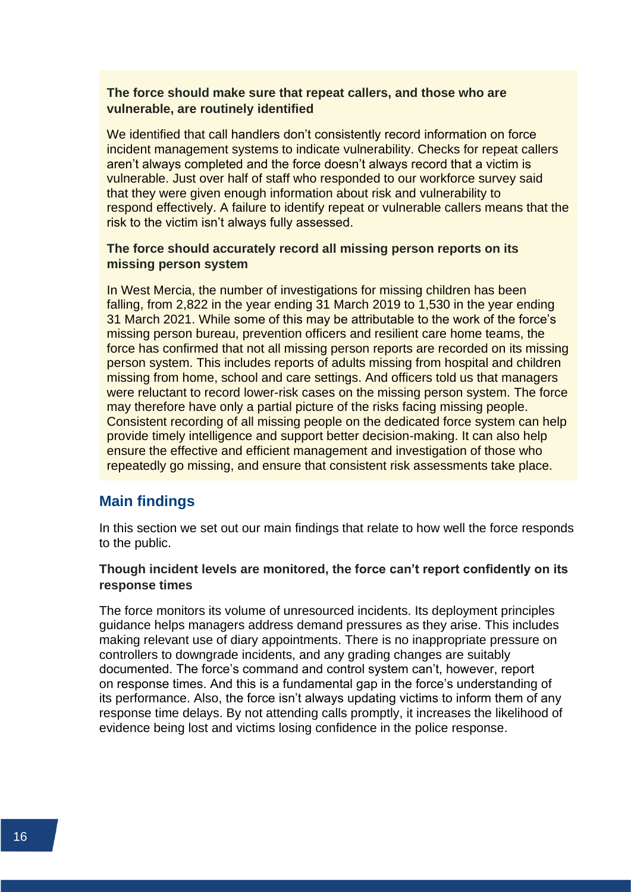**The force should make sure that repeat callers, and those who are vulnerable, are routinely identified**

We identified that call handlers don't consistently record information on force incident management systems to indicate vulnerability. Checks for repeat callers aren't always completed and the force doesn't always record that a victim is vulnerable. Just over half of staff who responded to our workforce survey said that they were given enough information about risk and vulnerability to respond effectively. A failure to identify repeat or vulnerable callers means that the risk to the victim isn't always fully assessed.

**The force should accurately record all missing person reports on its missing person system**

In West Mercia, the number of investigations for missing children has been falling, from 2,822 in the year ending 31 March 2019 to 1,530 in the year ending 31 March 2021. While some of this may be attributable to the work of the force's missing person bureau, prevention officers and resilient care home teams, the force has confirmed that not all missing person reports are recorded on its missing person system. This includes reports of adults missing from hospital and children missing from home, school and care settings. And officers told us that managers were reluctant to record lower-risk cases on the missing person system. The force may therefore have only a partial picture of the risks facing missing people. Consistent recording of all missing people on the dedicated force system can help provide timely intelligence and support better decision-making. It can also help ensure the effective and efficient management and investigation of those who repeatedly go missing, and ensure that consistent risk assessments take place.

## Main findings

In this section we set out our main findings that relate to how well the force responds to the public.

**Though incident levels are monitored, the force can't report confidently on its response times**

The force monitors its volume of unresourced incidents. Its deployment principles guidance helps managers address demand pressures as they arise. This includes making relevant use of diary appointments. There is no inappropriate pressure on controllers to downgrade incidents, and any grading changes are suitably documented. The force's command and control system can't, however, report on response times. And this is a fundamental gap in the force's understanding of its performance. Also, the force isn't always updating victims to inform them of any response time delays. By not attending calls promptly, it increases the likelihood of evidence being lost and victims losing confidence in the police response.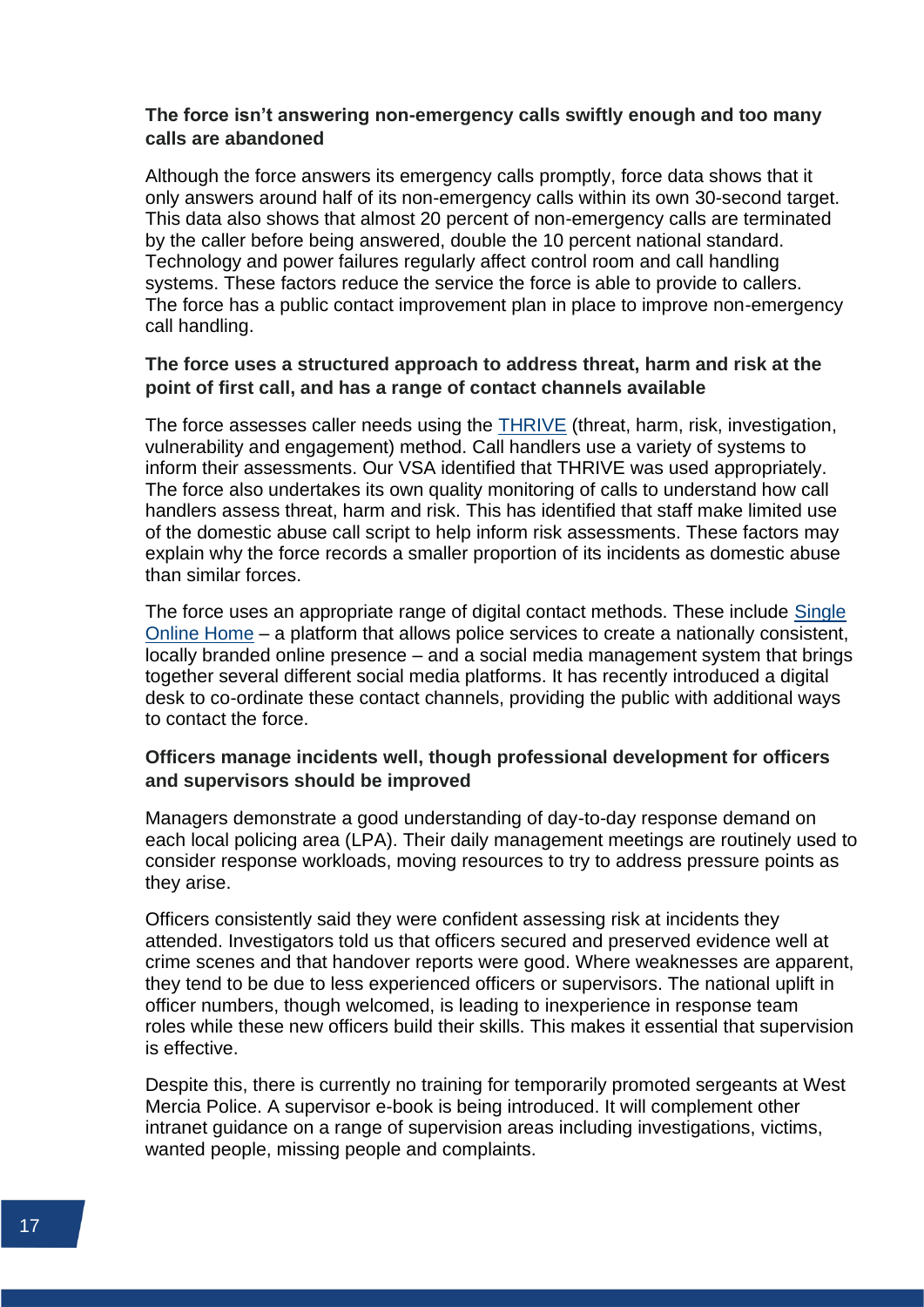**The force isn't answering non-emergency calls swiftly enough and too many calls are abandoned**

Although the force answers its emergency calls promptly, force data shows that it only answers around half of its non-emergency calls within its own 30-second target. This data also shows that almost 20 percent of non-emergency calls are terminated by the caller before being answered, double the 10 percent national standard. Technology and power failures regularly affect control room and call handling systems. These factors reduce the service the force is able to provide to callers. The force has a public contact improvement plan in place to improve non-emergency call handling.

**The force uses a structured approach to address threat, harm and risk at the point of first call, and has a range of contact channels available**

The force assesses caller needs using the THRIVE (threat, harm, risk, investigation, vulnerability and engagement) method. Call handlers use a variety of systems to inform their assessments. Our VSA identified that THRIVE was used appropriately. The force also undertakes its own quality monitoring of calls to understand how call handlers assess threat, harm and risk. This has identified that staff make limited use of the domestic abuse call script to help inform risk assessments. These factors may explain why the force records a smaller proportion of its incidents as domestic abuse than similar forces.

The force uses an appropriate range of digital contact methods. These include Single Online Home – a platform that allows police services to create a nationally consistent, locally branded online presence – and a social media management system that brings together several different social media platforms. It has recently introduced a digital desk to co-ordinate these contact channels, providing the public with additional ways to contact the force.

**Officers manage incidents well, though professional development for officers and supervisors should be improved**

Managers demonstrate a good understanding of day-to-day response demand on each local policing area (LPA). Their daily management meetings are routinely used to consider response workloads, moving resources to try to address pressure points as they arise.

Officers consistently said they were confident assessing risk at incidents they attended. Investigators told us that officers secured and preserved evidence well at crime scenes and that handover reports were good. Where weaknesses are apparent, they tend to be due to less experienced officers or supervisors. The national uplift in officer numbers, though welcomed, is leading to inexperience in response team roles while these new officers build their skills. This makes it essential that supervision is effective.

Despite this, there is currently no training for temporarily promoted sergeants at West Mercia Police. A supervisor e-book is being introduced. It will complement other intranet guidance on a range of supervision areas including investigations, victims, wanted people, missing people and complaints.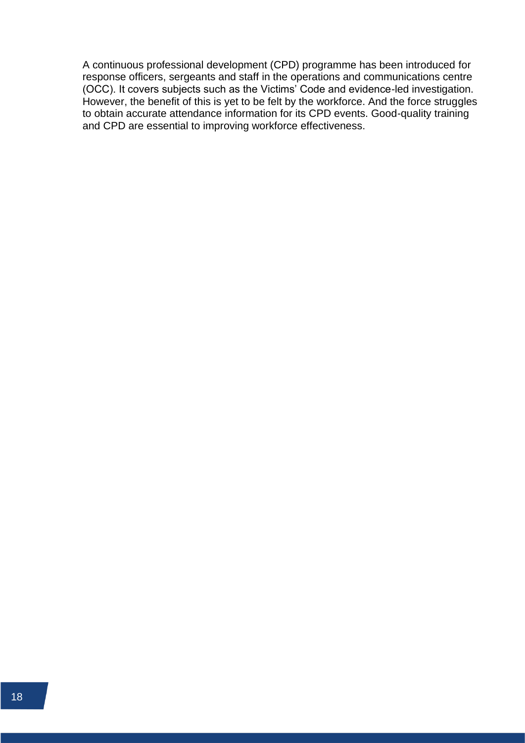A continuous professional development (CPD) programme has been introduced for response officers, sergeants and staff in the operations and communications centre (OCC). It covers subjects such as the Victims' Code and evidence-led investigation. However, the benefit of this is yet to be felt by the workforce. And the force struggles to obtain accurate attendance information for its CPD events. Good-quality training and CPD are essential to improving workforce effectiveness.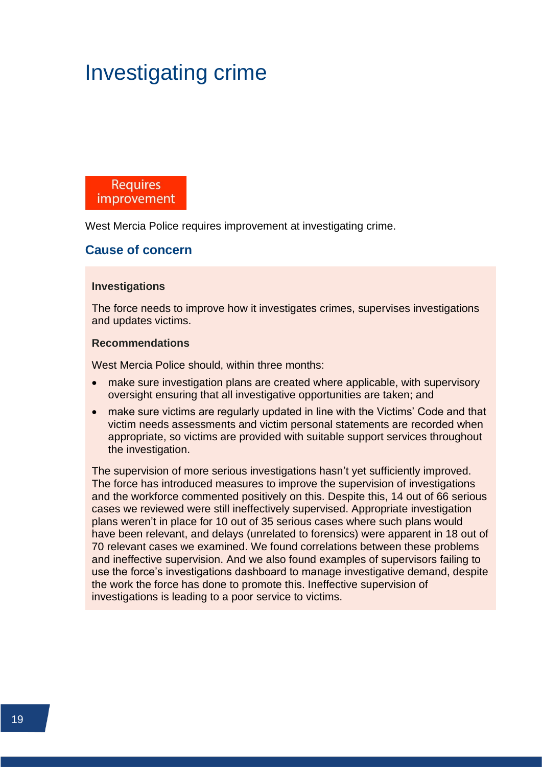# Investigating crime

**Requires improvement**

West Mercia Police requires improvement at investigating crime.

## Cause of concern

### Investigations

The force needs to improve how it investigates crimes, supervises investigations and updates victims.

### Recommendations

West Mercia Police should, within three months:

- make sure investigation plans are created where applicable, with supervisory oversight ensuring that all investigative opportunities are taken; and
- make sure victims are regularly updated in line with the Victims' Code and that victim needs assessments and victim personal statements are recorded when appropriate, so victims are provided with suitable support services throughout the investigation.

The supervision of more serious investigations hasn't yet sufficiently improved. The force has introduced measures to improve the supervision of investigations and the workforce commented positively on this. Despite this, 14 out of 66 serious cases we reviewed were still ineffectively supervised. Appropriate investigation plans weren't in place for 10 out of 35 serious cases where such plans would have been relevant, and delays (unrelated to forensics) were apparent in 18 out of 70 relevant cases we examined. We found correlations between these problems and ineffective supervision. And we also found examples of supervisors failing to use the force's investigations dashboard to manage investigative demand, despite the work the force has done to promote this. Ineffective supervision of investigations is leading to a poor service to victims.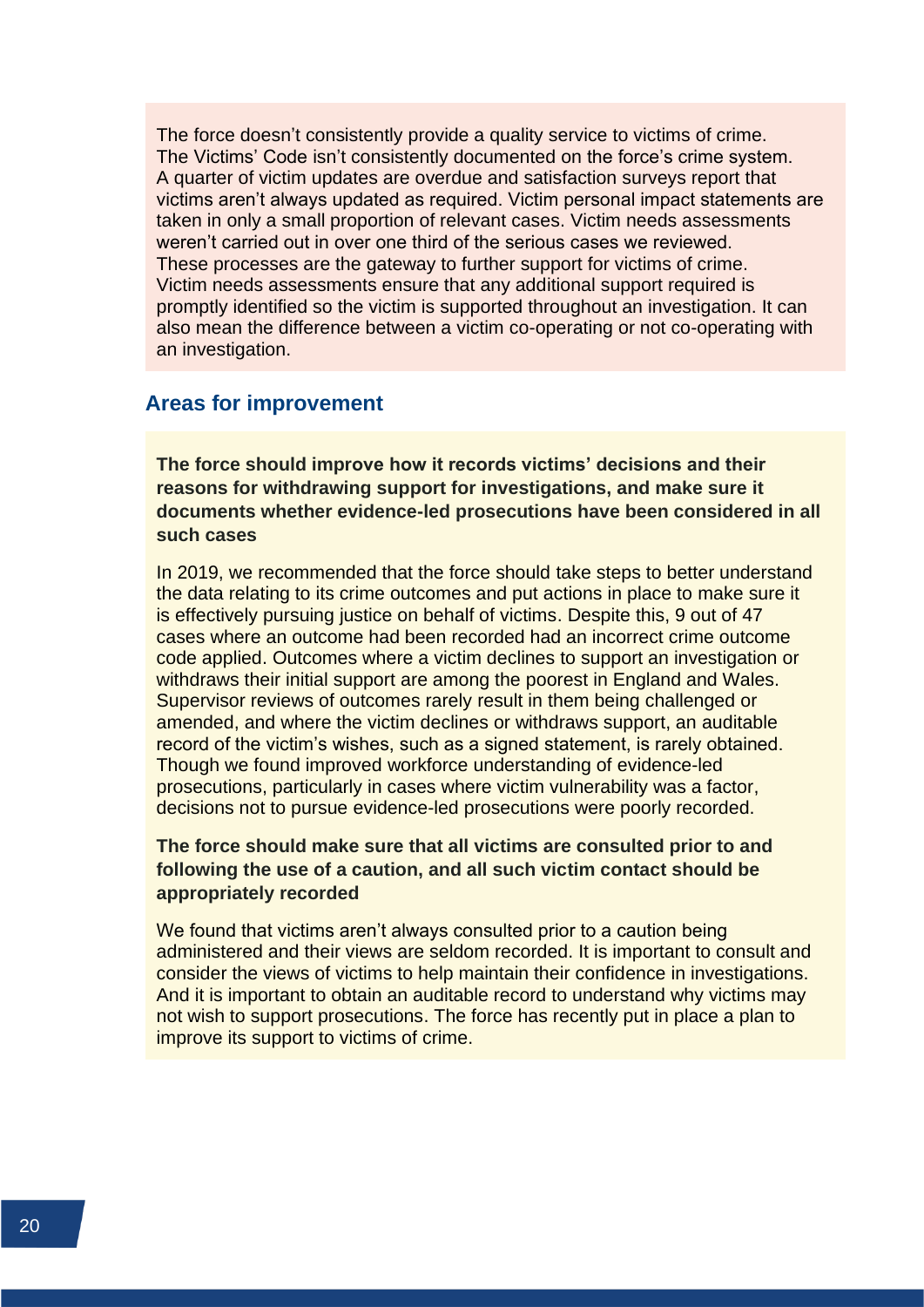The force doesn't consistently provide a quality service to victims of crime. The Victims' Code isn't consistently documented on the force's crime system. A quarter of victim updates are overdue and satisfaction surveys report that victims aren't always updated as required. Victim personal impact statements are taken in only a small proportion of relevant cases. Victim needs assessments weren't carried out in over one third of the serious cases we reviewed. These processes are the gateway to further support for victims of crime. Victim needs assessments ensure that any additional support required is promptly identified so the victim is supported throughout an investigation. It can also mean the difference between a victim co-operating or not co-operating with an investigation.

## Areas for improvement

**The force should improve how it records victims' decisions and their reasons for withdrawing support for investigations, and make sure it documents whether evidence-led prosecutions have been considered in all such cases**

In 2019, we recommended that the force should take steps to better understand the data relating to its crime outcomes and put actions in place to make sure it is effectively pursuing justice on behalf of victims. Despite this, 9 out of 47 cases where an outcome had been recorded had an incorrect crime outcome code applied. Outcomes where a victim declines to support an investigation or withdraws their initial support are among the poorest in England and Wales. Supervisor reviews of outcomes rarely result in them being challenged or amended, and where the victim declines or withdraws support, an auditable record of the victim's wishes, such as a signed statement, is rarely obtained. Though we found improved workforce understanding of evidence-led prosecutions, particularly in cases where victim vulnerability was a factor, decisions not to pursue evidence-led prosecutions were poorly recorded.

**The force should make sure that all victims are consulted prior to and following the use of a caution, and all such victim contact should be appropriately recorded**

We found that victims aren't always consulted prior to a caution being administered and their views are seldom recorded. It is important to consult and consider the views of victims to help maintain their confidence in investigations. And it is important to obtain an auditable record to understand why victims may not wish to support prosecutions. The force has recently put in place a plan to improve its support to victims of crime.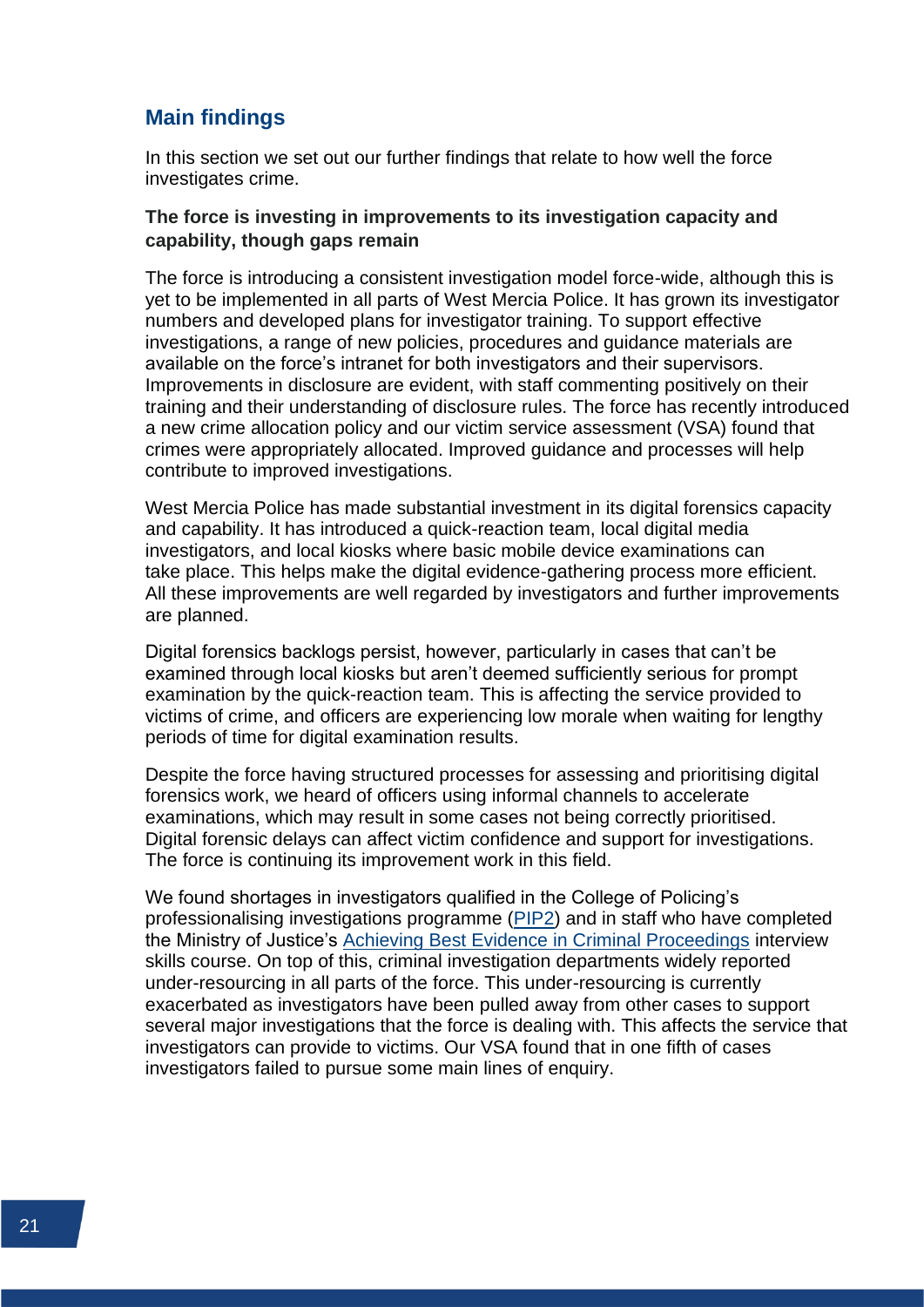## Main findings

In this section we set out our further findings that relate to how well the force investigates crime.

**The force is investing in improvements to its investigation capacity and capability, though gaps remain**

The force is introducing a consistent investigation model force-wide, although this is yet to be implemented in all parts of West Mercia Police. It has grown its investigator numbers and developed plans for investigator training. To support effective investigations, a range of new policies, procedures and guidance materials are available on the force's intranet for both investigators and their supervisors. Improvements in disclosure are evident, with staff commenting positively on their training and their understanding of disclosure rules. The force has recently introduced a new crime allocation policy and our victim service assessment (VSA) found that crimes were appropriately allocated. Improved guidance and processes will help contribute to improved investigations.

West Mercia Police has made substantial investment in its digital forensics capacity and capability. It has introduced a quick-reaction team, local digital media investigators, and local kiosks where basic mobile device examinations can take place. This helps make the digital evidence-gathering process more efficient. All these improvements are well regarded by investigators and further improvements are planned.

Digital forensics backlogs persist, however, particularly in cases that can't be examined through local kiosks but aren't deemed sufficiently serious for prompt examination by the quick-reaction team. This is affecting the service provided to victims of crime, and officers are experiencing low morale when waiting for lengthy periods of time for digital examination results.

Despite the force having structured processes for assessing and prioritising digital forensics work, we heard of officers using informal channels to accelerate examinations, which may result in some cases not being correctly prioritised. Digital forensic delays can affect victim confidence and support for investigations. The force is continuing its improvement work in this field.

We found shortages in investigators qualified in the College of Policing's professionalising investigations programme (PIP2) and in staff who have completed the Ministry of Justice's Achieving Best Evidence in Criminal Proceedings interview skills course. On top of this, criminal investigation departments widely reported under-resourcing in all parts of the force. This under-resourcing is currently exacerbated as investigators have been pulled away from other cases to support several major investigations that the force is dealing with. This affects the service that investigators can provide to victims. Our VSA found that in one fifth of cases investigators failed to pursue some main lines of enquiry.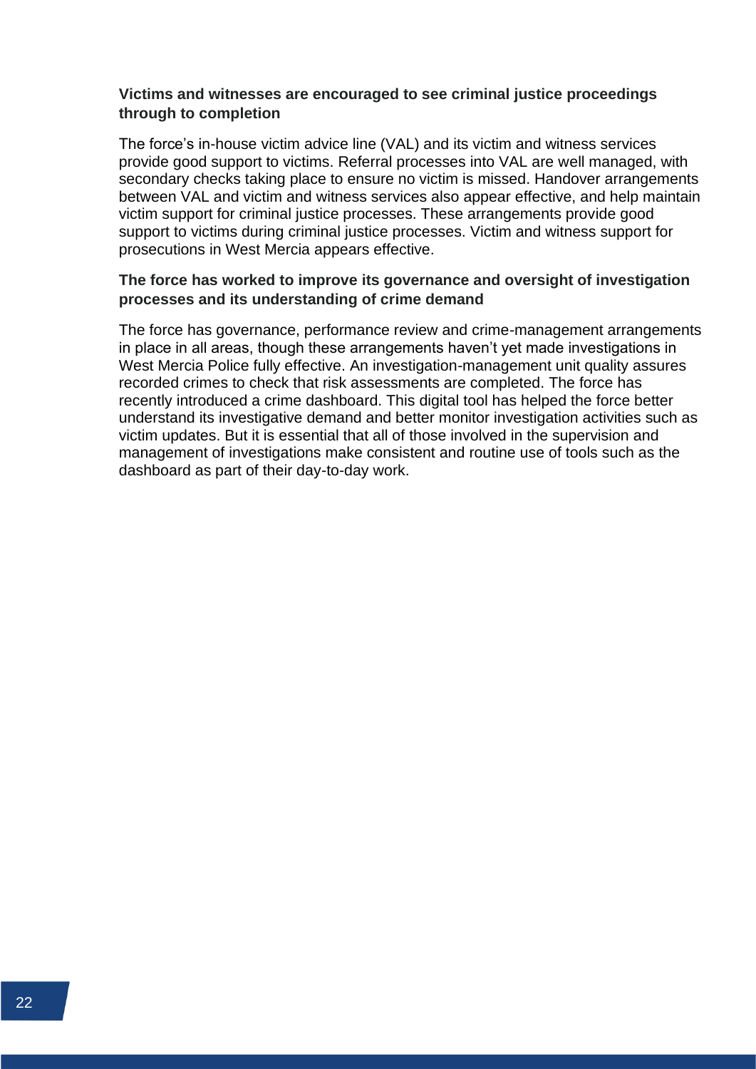**Victims and witnesses are encouraged to see criminal justice proceedings through to completion**

The force's in-house victim advice line (VAL) and its victim and witness services provide good support to victims. Referral processes into VAL are well managed, with secondary checks taking place to ensure no victim is missed. Handover arrangements between VAL and victim and witness services also appear effective, and help maintain victim support for criminal justice processes. These arrangements provide good support to victims during criminal justice processes. Victim and witness support for prosecutions in West Mercia appears effective.

**The force has worked to improve its governance and oversight of investigation processes and its understanding of crime demand**

The force has governance, performance review and crime-management arrangements in place in all areas, though these arrangements haven't yet made investigations in West Mercia Police fully effective. An investigation-management unit quality assures recorded crimes to check that risk assessments are completed. The force has recently introduced a crime dashboard. This digital tool has helped the force better understand its investigative demand and better monitor investigation activities such as victim updates. But it is essential that all of those involved in the supervision and management of investigations make consistent and routine use of tools such as the dashboard as part of their day-to-day work.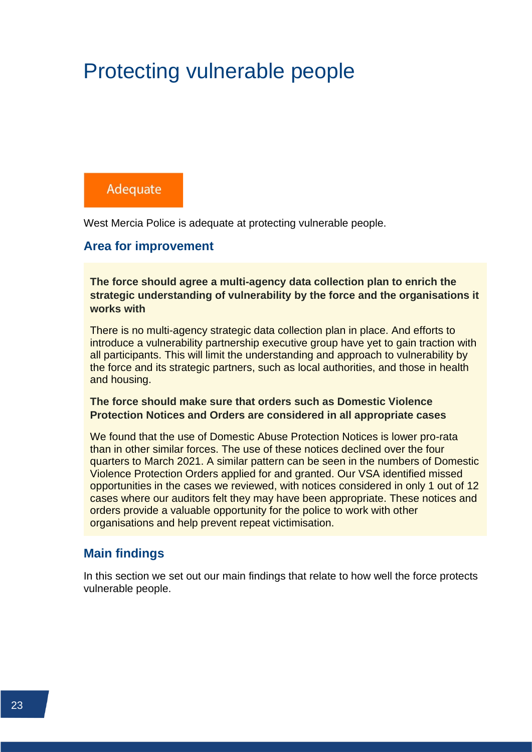# Protecting vulnerable people

Adequate

West Mercia Police is adequate at protecting vulnerable people.

## Area for improvement

**The force should agree a multi-agency data collection plan to enrich the strategic understanding of vulnerability by the force and the organisations it works with**

There is no multi-agency strategic data collection plan in place. And efforts to introduce a vulnerability partnership executive group have yet to gain traction with all participants. This will limit the understanding and approach to vulnerability by the force and its strategic partners, such as local authorities, and those in health and housing.

**The force should make sure that orders such as Domestic Violence Protection Notices and Orders are considered in all appropriate cases**

We found that the use of Domestic Abuse Protection Notices is lower pro-rata than in other similar forces. The use of these notices declined over the four quarters to March 2021. A similar pattern can be seen in the numbers of Domestic Violence Protection Orders applied for and granted. Our VSA identified missed opportunities in the cases we reviewed, with notices considered in only 1 out of 12 cases where our auditors felt they may have been appropriate. These notices and orders provide a valuable opportunity for the police to work with other organisations and help prevent repeat victimisation.

## Main findings

In this section we set out our main findings that relate to how well the force protects vulnerable people.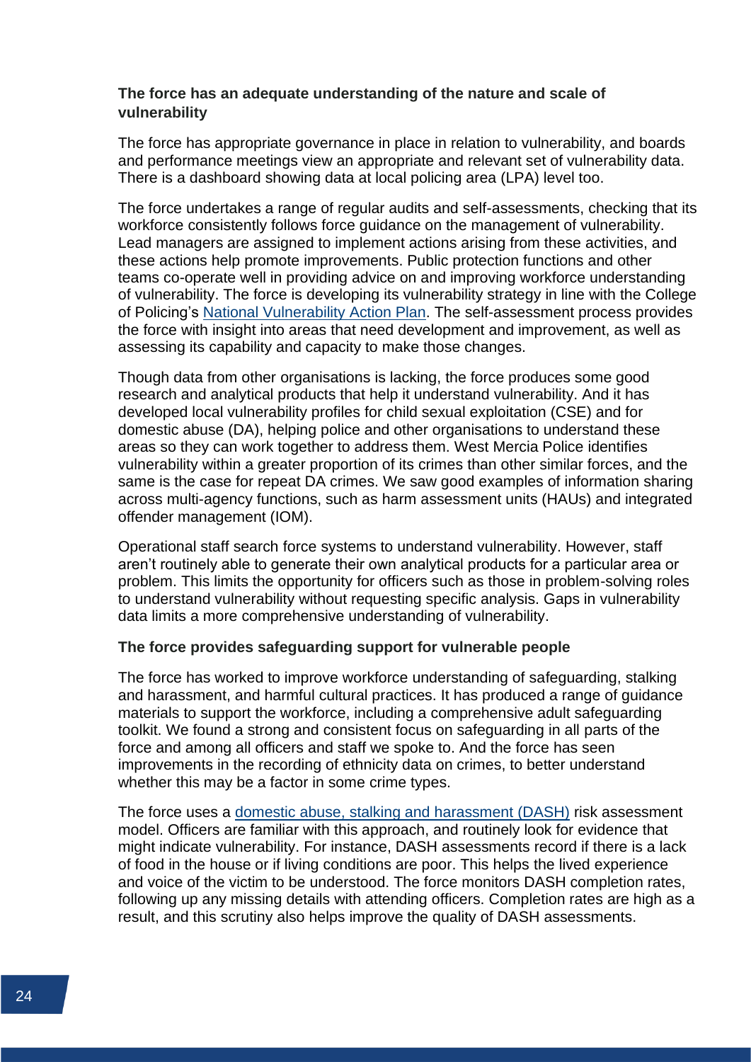### The force has an adequate understanding of the nature and scale of vulnerability

The force has appropriate governance in place in relation to vulnerability, and boards and performance meetings view an appropriate and relevant set of vulnerability data. There is a dashboard showing data at local policing area (LPA) level too.

The force undertakes a range of regular audits and self-assessments, checking that its workforce consistently follows force guidance on the management of vulnerability. Lead managers are assigned to implement actions arising from these activities, and these actions help promote improvements. Public protection functions and other teams co-operate well in providing advice on and improving workforce understanding of vulnerability. The force is developing its vulnerability strategy in line with the College of Policing's National Vulnerability Action Plan. The self-assessment process provides the force with insight into areas that need development and improvement, as well as assessing its capability and capacity to make those changes.

Though data from other organisations is lacking, the force produces some good research and analytical products that help it understand vulnerability. And it has developed local vulnerability profiles for child sexual exploitation (CSE) and for domestic abuse (DA), helping police and other organisations to understand these areas so they can work together to address them. West Mercia Police identifies vulnerability within a greater proportion of its crimes than other similar forces, and the same is the case for repeat DA crimes. We saw good examples of information sharing across multi-agency functions, such as harm assessment units (HAUs) and integrated offender management (IOM).

Operational staff search force systems to understand vulnerability. However, staff aren't routinely able to generate their own analytical products for a particular area or problem. This limits the opportunity for officers such as those in problem-solving roles to understand vulnerability without requesting specific analysis. Gaps in vulnerability data limits a more comprehensive understanding of vulnerability.

### The force provides safeguarding support for vulnerable people

The force has worked to improve workforce understanding of safeguarding, stalking and harassment, and harmful cultural practices. It has produced a range of guidance materials to support the workforce, including a comprehensive adult safeguarding toolkit. We found a strong and consistent focus on safeguarding in all parts of the force and among all officers and staff we spoke to. And the force has seen improvements in the recording of ethnicity data on crimes, to better understand whether this may be a factor in some crime types.

The force uses a domestic abuse, stalking and harassment (DASH) risk assessment model. Officers are familiar with this approach, and routinely look for evidence that might indicate vulnerability. For instance, DASH assessments record if there is a lack of food in the house or if living conditions are poor. This helps the lived experience and voice of the victim to be understood. The force monitors DASH completion rates, following up any missing details with attending officers. Completion rates are high as a result, and this scrutiny also helps improve the quality of DASH assessments.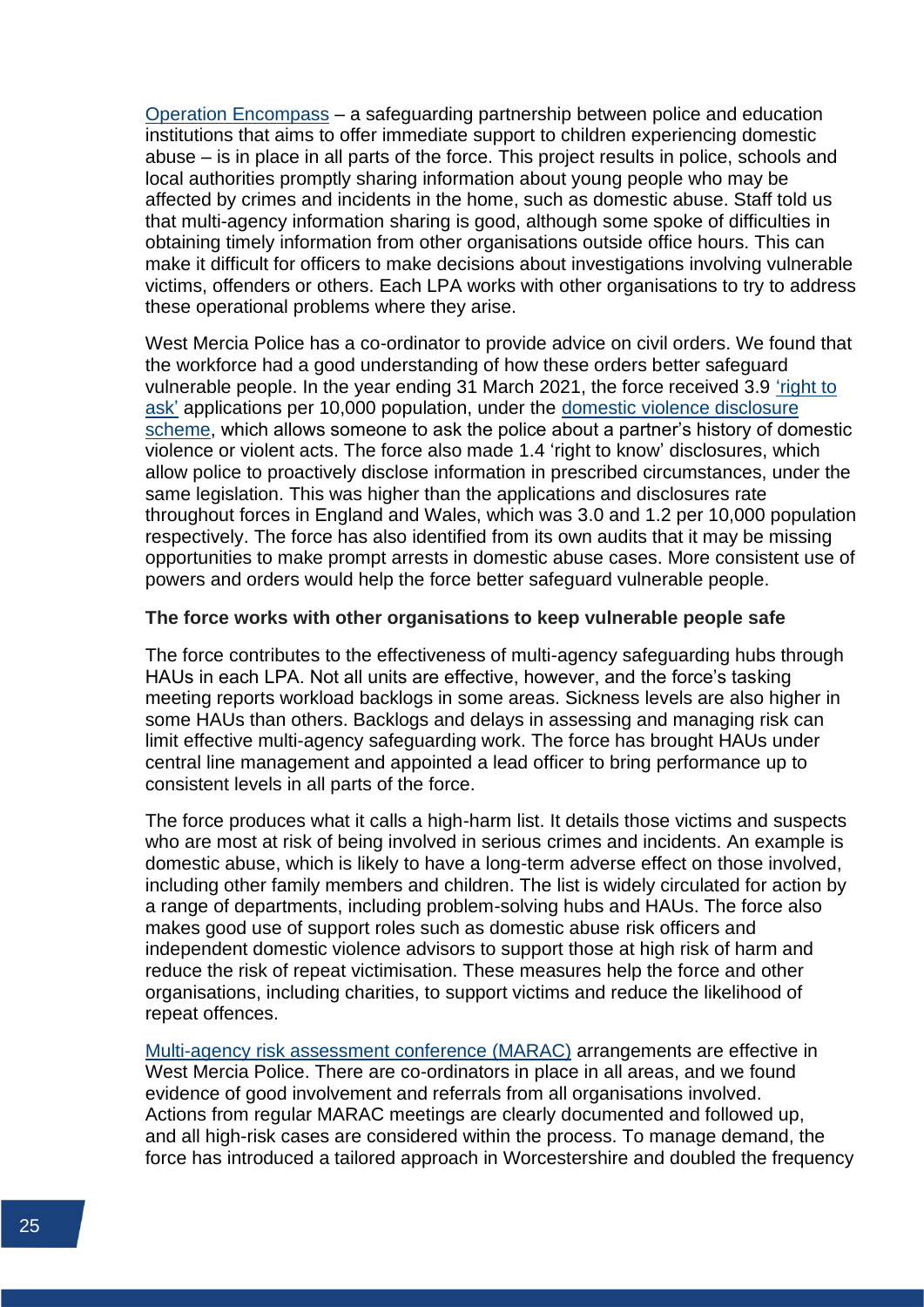Operation Encompass – a safeguarding partnership between police and education institutions that aims to offer immediate support to children experiencing domestic abuse – is in place in all parts of the force. This project results in police, schools and local authorities promptly sharing information about young people who may be affected by crimes and incidents in the home, such as domestic abuse. Staff told us that multi-agency information sharing is good, although some spoke of difficulties in obtaining timely information from other organisations outside office hours. This can make it difficult for officers to make decisions about investigations involving vulnerable victims, offenders or others. Each LPA works with other organisations to try to address these operational problems where they arise.

West Mercia Police has a co-ordinator to provide advice on civil orders. We found that the workforce had a good understanding of how these orders better safeguard vulnerable people. In the year ending 31 March 2021, the force received 3.9 'right to ask' applications per 10,000 population, under the domestic violence disclosure scheme, which allows someone to ask the police about a partner's history of domestic violence or violent acts. The force also made 1.4 'right to know' disclosures, which allow police to proactively disclose information in prescribed circumstances, under the same legislation. This was higher than the applications and disclosures rate throughout forces in England and Wales, which was 3.0 and 1.2 per 10,000 population respectively. The force has also identified from its own audits that it may be missing opportunities to make prompt arrests in domestic abuse cases. More consistent use of powers and orders would help the force better safeguard vulnerable people.

**The force works with other organisations to keep vulnerable people safe**

The force contributes to the effectiveness of multi-agency safeguarding hubs through HAUs in each LPA. Not all units are effective, however, and the force's tasking meeting reports workload backlogs in some areas. Sickness levels are also higher in some HAUs than others. Backlogs and delays in assessing and managing risk can limit effective multi-agency safeguarding work. The force has brought HAUs under central line management and appointed a lead officer to bring performance up to consistent levels in all parts of the force.

The force produces what it calls a high-harm list. It details those victims and suspects who are most at risk of being involved in serious crimes and incidents. An example is domestic abuse, which is likely to have a long-term adverse effect on those involved, including other family members and children. The list is widely circulated for action by a range of departments, including problem-solving hubs and HAUs. The force also makes good use of support roles such as domestic abuse risk officers and independent domestic violence advisors to support those at high risk of harm and reduce the risk of repeat victimisation. These measures help the force and other organisations, including charities, to support victims and reduce the likelihood of repeat offences.

Multi-agency risk assessment conference (MARAC) arrangements are effective in West Mercia Police. There are co-ordinators in place in all areas, and we found evidence of good involvement and referrals from all organisations involved. Actions from regular MARAC meetings are clearly documented and followed up, and all high-risk cases are considered within the process. To manage demand, the force has introduced a tailored approach in Worcestershire and doubled the frequency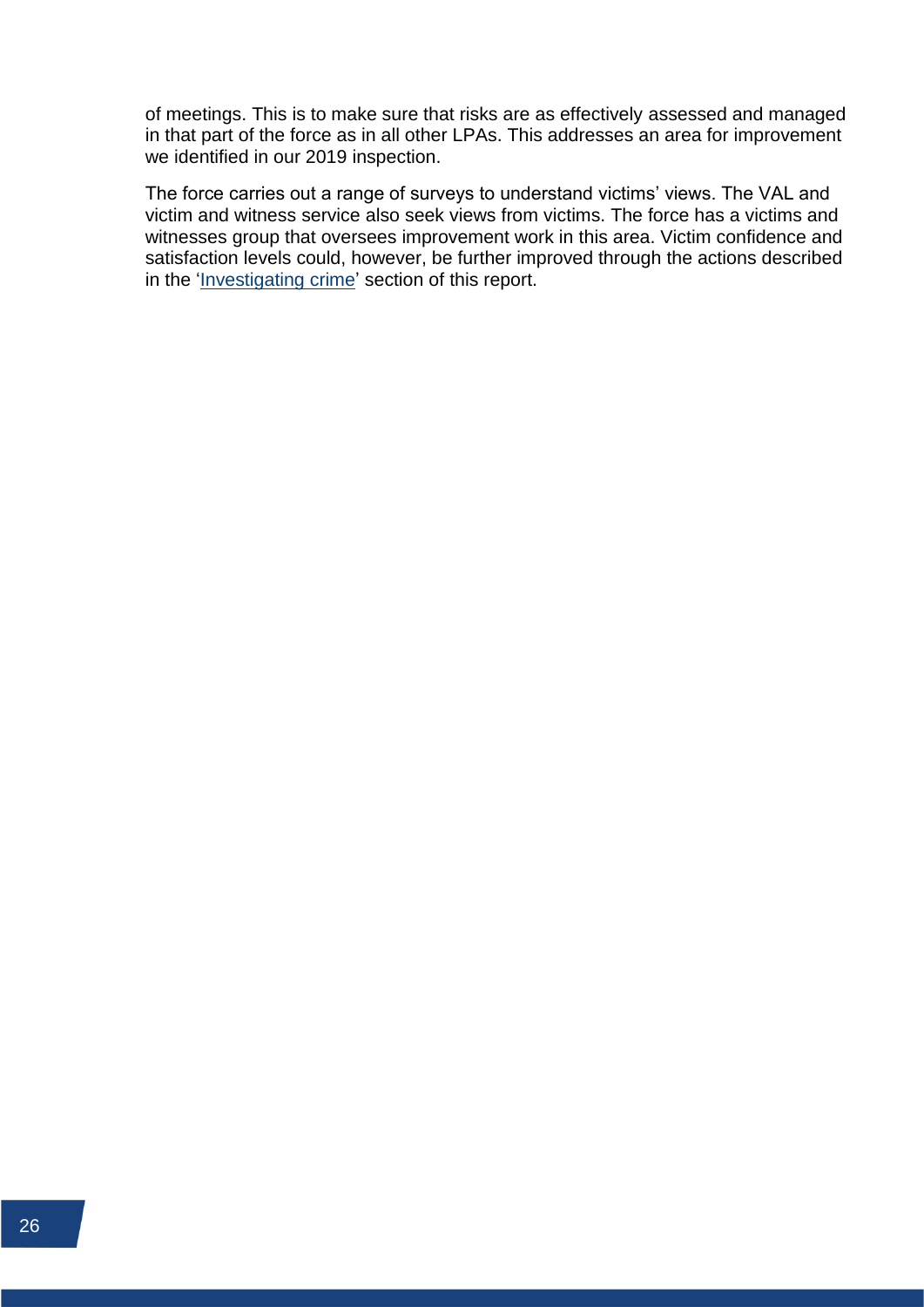of meetings. This is to make sure that risks are as effectively assessed and managed in that part of the force as in all other LPAs. This addresses an area for improvement we identified in our 2019 inspection.

The force carries out a range of surveys to understand victims' views. The VAL and victim and witness service also seek views from victims. The force has a victims and witnesses group that oversees improvement work in this area. Victim confidence and satisfaction levels could, however, be further improved through the actions described in the 'Investigating crime' section of this report.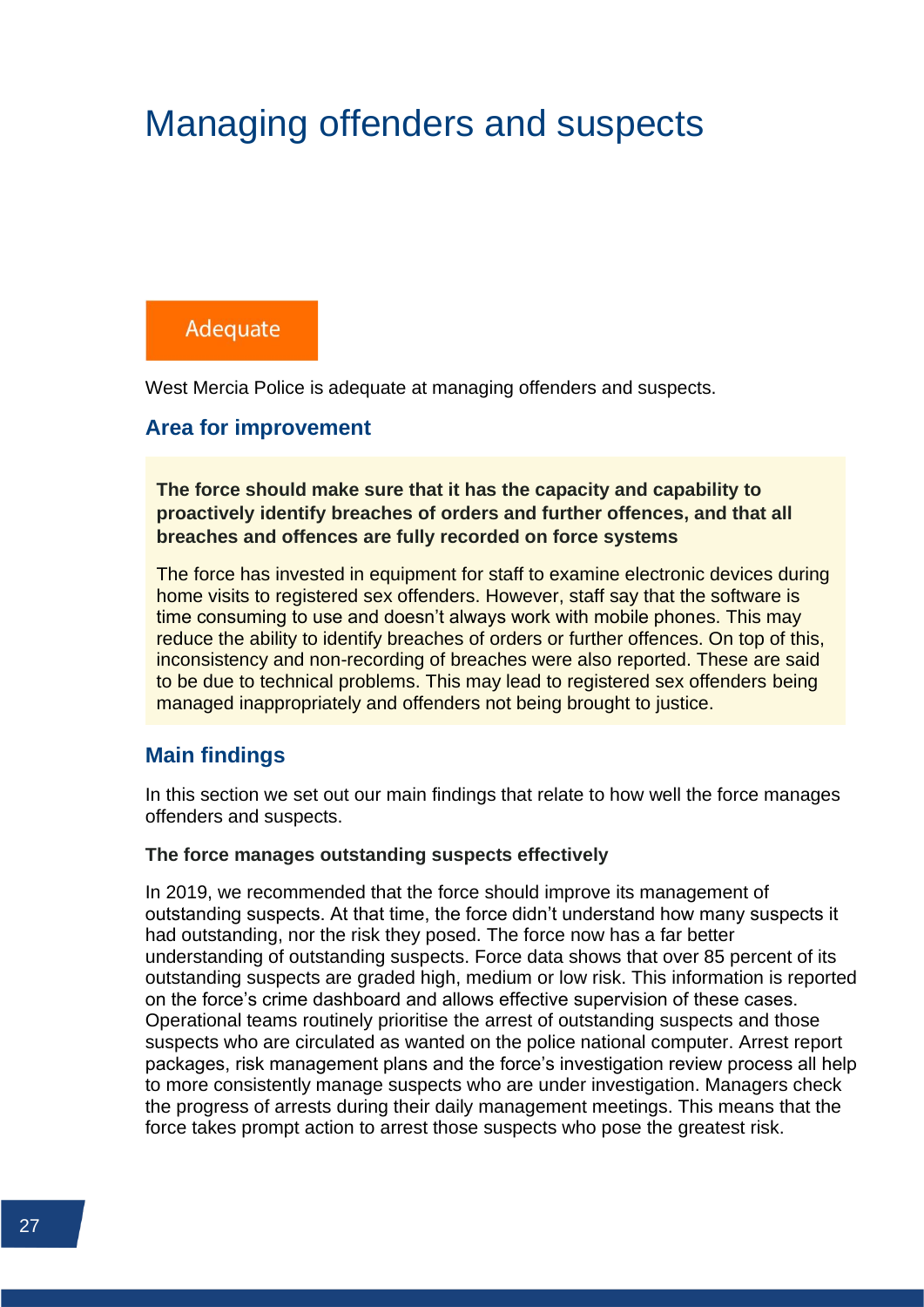# Managing offenders and suspects

**Adequate**

West Mercia Police is adequate at managing offenders and suspects.

## Area for improvement

**The force should make sure that it has the capacity and capability to proactively identify breaches of orders and further offences, and that all breaches and offences are fully recorded on force systems**

The force has invested in equipment for staff to examine electronic devices during home visits to registered sex offenders. However, staff say that the software is time consuming to use and doesn't always work with mobile phones. This may reduce the ability to identify breaches of orders or further offences. On top of this, inconsistency and non-recording of breaches were also reported. These are said to be due to technical problems. This may lead to registered sex offenders being managed inappropriately and offenders not being brought to justice.

## Main findings

In this section we set out our main findings that relate to how well the force manages offenders and suspects.

**The force manages outstanding suspects effectively**

In 2019, we recommended that the force should improve its management of outstanding suspects. At that time, the force didn't understand how many suspects it had outstanding, nor the risk they posed. The force now has a far better understanding of outstanding suspects. Force data shows that over 85 percent of its outstanding suspects are graded high, medium or low risk. This information is reported on the force's crime dashboard and allows effective supervision of these cases. Operational teams routinely prioritise the arrest of outstanding suspects and those suspects who are circulated as wanted on the police national computer. Arrest report packages, risk management plans and the force's investigation review process all help to more consistently manage suspects who are under investigation. Managers check the progress of arrests during their daily management meetings. This means that the force takes prompt action to arrest those suspects who pose the greatest risk.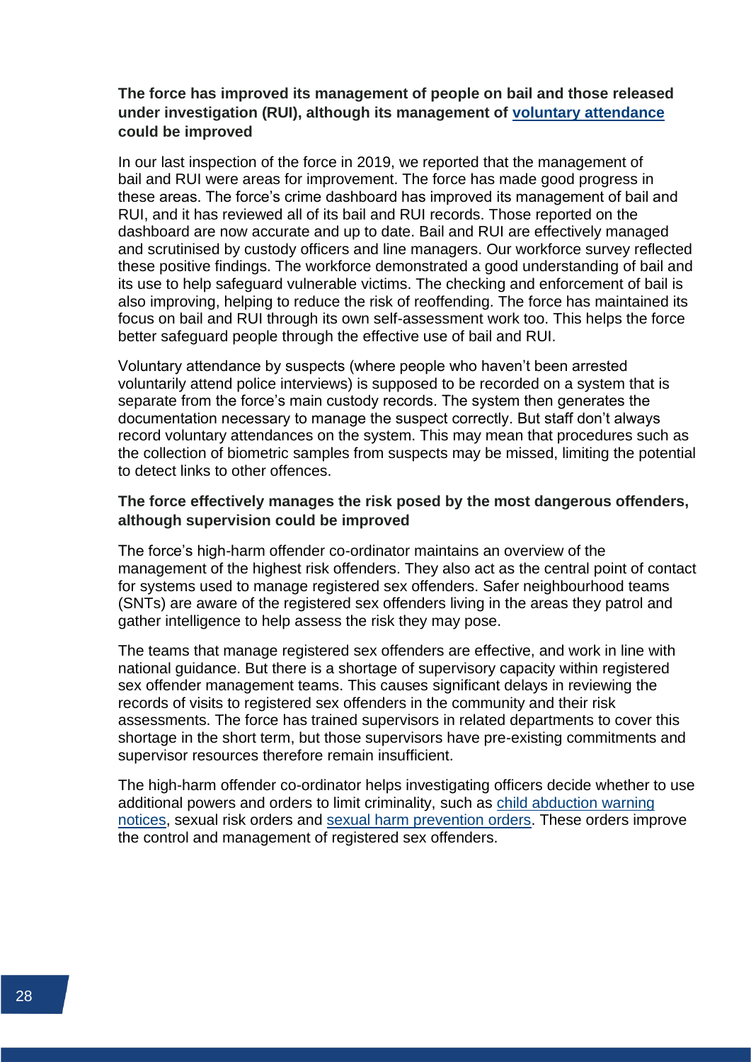**The force has improved its management of people on bail and those released under investigation (RUI), although its management of voluntary attendance could be improved**

In our last inspection of the force in 2019, we reported that the management of bail and RUI were areas for improvement. The force has made good progress in these areas. The force's crime dashboard has improved its management of bail and RUI, and it has reviewed all of its bail and RUI records. Those reported on the dashboard are now accurate and up to date. Bail and RUI are effectively managed and scrutinised by custody officers and line managers. Our workforce survey reflected these positive findings. The workforce demonstrated a good understanding of bail and its use to help safeguard vulnerable victims. The checking and enforcement of bail is also improving, helping to reduce the risk of reoffending. The force has maintained its focus on bail and RUI through its own self-assessment work too. This helps the force better safeguard people through the effective use of bail and RUI.

Voluntary attendance by suspects (where people who haven't been arrested voluntarily attend police interviews) is supposed to be recorded on a system that is separate from the force's main custody records. The system then generates the documentation necessary to manage the suspect correctly. But staff don't always record voluntary attendances on the system. This may mean that procedures such as the collection of biometric samples from suspects may be missed, limiting the potential to detect links to other offences.

**The force effectively manages the risk posed by the most dangerous offenders, although supervision could be improved**

The force's high-harm offender co-ordinator maintains an overview of the management of the highest risk offenders. They also act as the central point of contact for systems used to manage registered sex offenders. Safer neighbourhood teams (SNTs) are aware of the registered sex offenders living in the areas they patrol and gather intelligence to help assess the risk they may pose.

The teams that manage registered sex offenders are effective, and work in line with national guidance. But there is a shortage of supervisory capacity within registered sex offender management teams. This causes significant delays in reviewing the records of visits to registered sex offenders in the community and their risk assessments. The force has trained supervisors in related departments to cover this shortage in the short term, but those supervisors have pre-existing commitments and supervisor resources therefore remain insufficient.

The high-harm offender co-ordinator helps investigating officers decide whether to use additional powers and orders to limit criminality, such as child abduction warning notices, sexual risk orders and sexual harm prevention orders. These orders improve the control and management of registered sex offenders.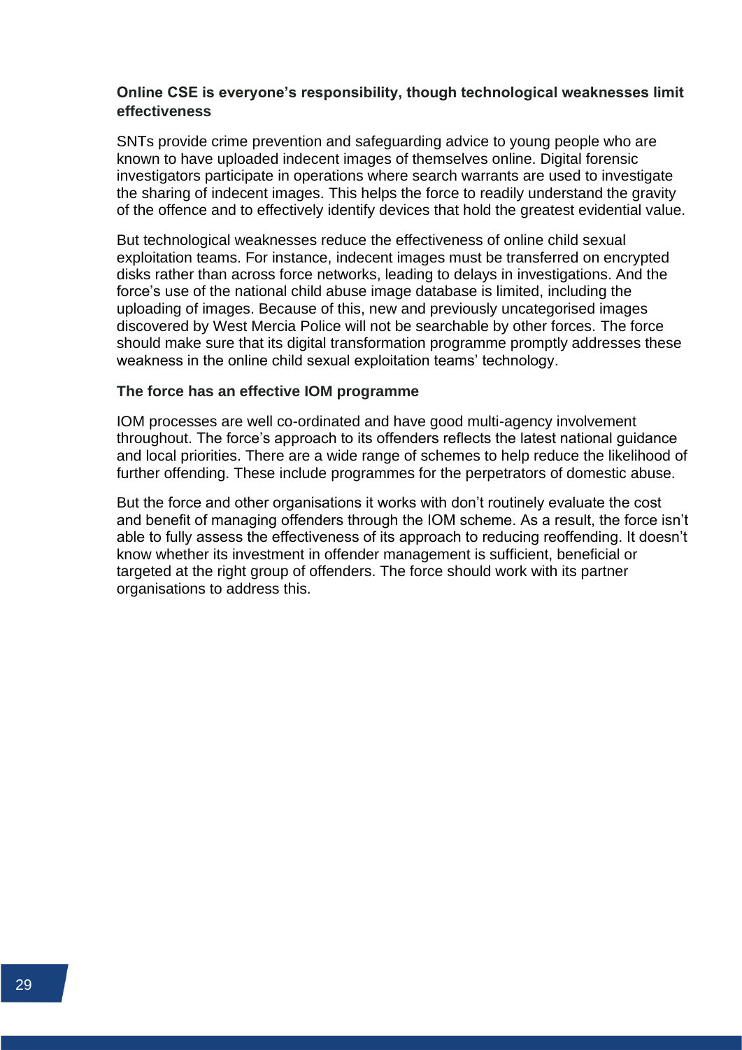**Online CSE is everyone's responsibility, though technological weaknesses limit effectiveness**

SNTs provide crime prevention and safeguarding advice to young people who are known to have uploaded indecent images of themselves online. Digital forensic investigators participate in operations where search warrants are used to investigate the sharing of indecent images. This helps the force to readily understand the gravity of the offence and to effectively identify devices that hold the greatest evidential value.

But technological weaknesses reduce the effectiveness of online child sexual exploitation teams. For instance, indecent images must be transferred on encrypted disks rather than across force networks, leading to delays in investigations. And the force's use of the national child abuse image database is limited, including the uploading of images. Because of this, new and previously uncategorised images discovered by West Mercia Police will not be searchable by other forces. The force should make sure that its digital transformation programme promptly addresses these weakness in the online child sexual exploitation teams' technology.

**The force has an effective IOM programme**

IOM processes are well co-ordinated and have good multi-agency involvement throughout. The force's approach to its offenders reflects the latest national guidance and local priorities. There are a wide range of schemes to help reduce the likelihood of further offending. These include programmes for the perpetrators of domestic abuse.

But the force and other organisations it works with don't routinely evaluate the cost and benefit of managing offenders through the IOM scheme. As a result, the force isn't able to fully assess the effectiveness of its approach to reducing reoffending. It doesn't know whether its investment in offender management is sufficient, beneficial or targeted at the right group of offenders. The force should work with its partner organisations to address this.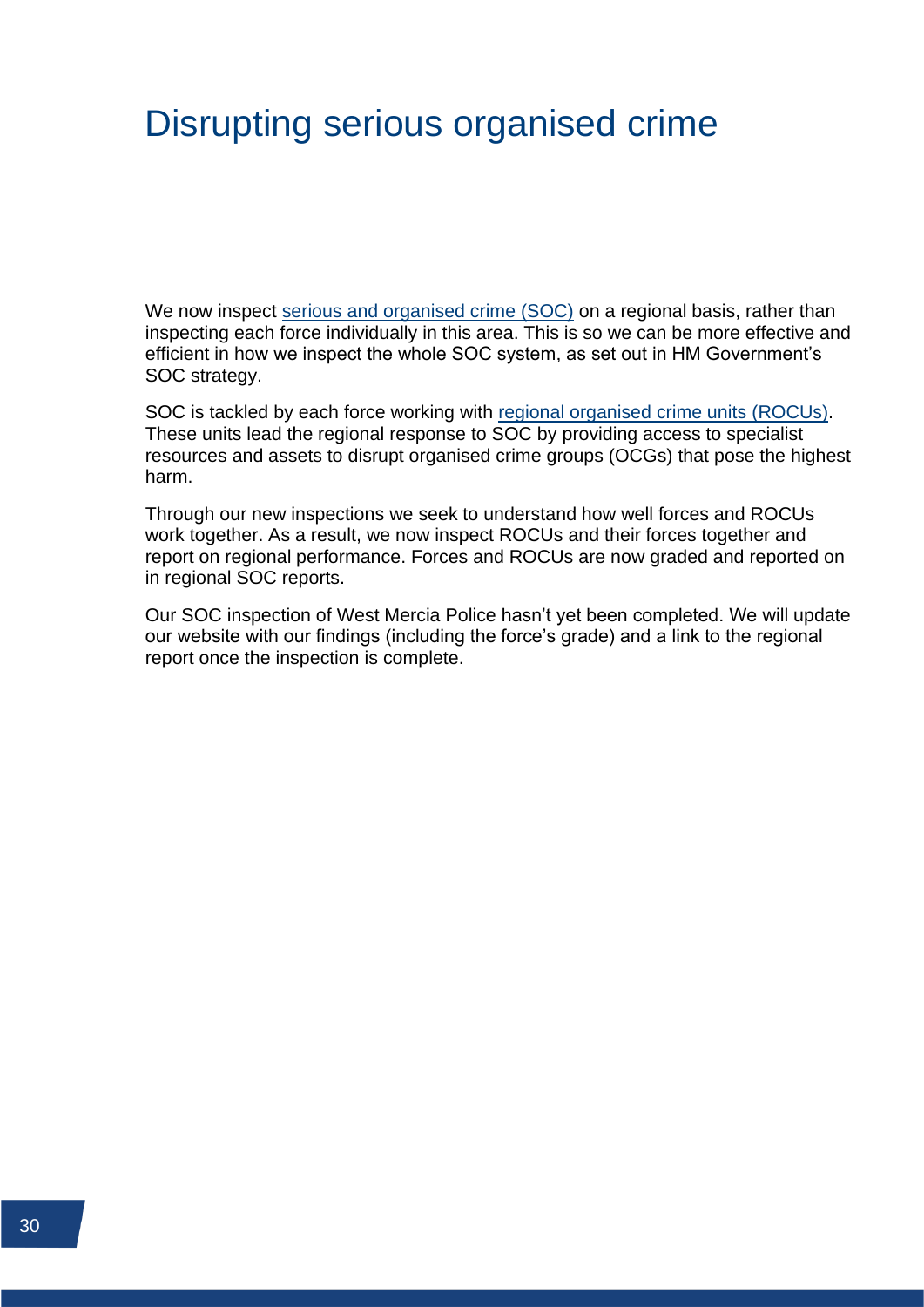# Disrupting serious organised crime

We now inspect serious and organised crime (SOC) on a regional basis, rather than inspecting each force individually in this area. This is so we can be more effective and efficient in how we inspect the whole SOC system, as set out in HM Government's SOC strategy.

SOC is tackled by each force working with regional organised crime units (ROCUs). These units lead the regional response to SOC by providing access to specialist resources and assets to disrupt organised crime groups (OCGs) that pose the highest harm.

Through our new inspections we seek to understand how well forces and ROCUs work together. As a result, we now inspect ROCUs and their forces together and report on regional performance. Forces and ROCUs are now graded and reported on in regional SOC reports.

Our SOC inspection of West Mercia Police hasn't yet been completed. We will update our website with our findings (including the force's grade) and a link to the regional report once the inspection is complete.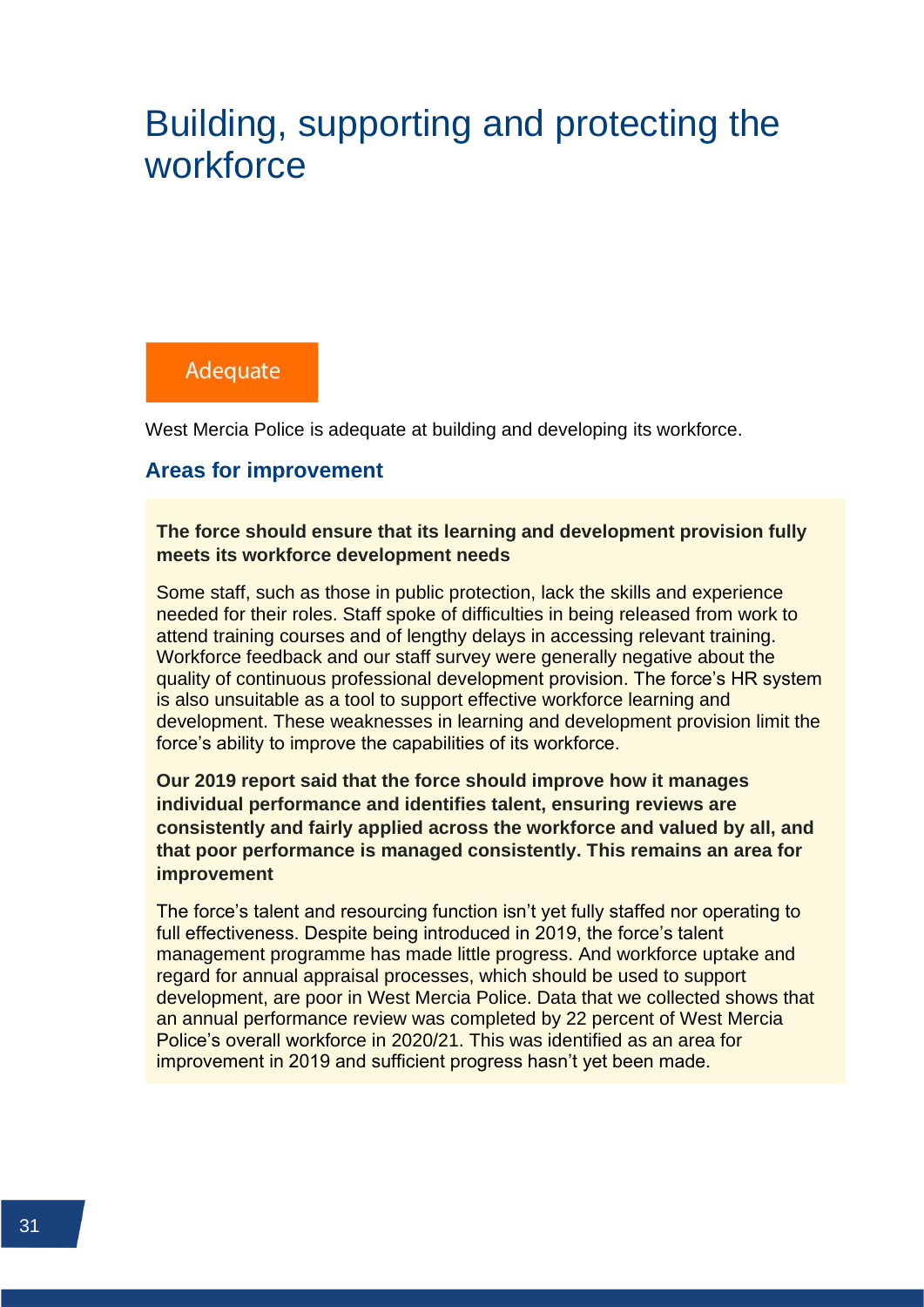# Building, supporting and protecting the workforce

Adequate

West Mercia Police is adequate at building and developing its workforce.

## Areas for improvement

**The force should ensure that its learning and development provision fully meets its workforce development needs**

Some staff, such as those in public protection, lack the skills and experience needed for their roles. Staff spoke of difficulties in being released from work to attend training courses and of lengthy delays in accessing relevant training. Workforce feedback and our staff survey were generally negative about the quality of continuous professional development provision. The force's HR system is also unsuitable as a tool to support effective workforce learning and development. These weaknesses in learning and development provision limit the force's ability to improve the capabilities of its workforce.

**Our 2019 report said that the force should improve how it manages individual performance and identifies talent, ensuring reviews are consistently and fairly applied across the workforce and valued by all, and that poor performance is managed consistently. This remains an area for improvement**

The force's talent and resourcing function isn't yet fully staffed nor operating to full effectiveness. Despite being introduced in 2019, the force's talent management programme has made little progress. And workforce uptake and regard for annual appraisal processes, which should be used to support development, are poor in West Mercia Police. Data that we collected shows that an annual performance review was completed by 22 percent of West Mercia Police's overall workforce in 2020/21. This was identified as an area for improvement in 2019 and sufficient progress hasn't yet been made.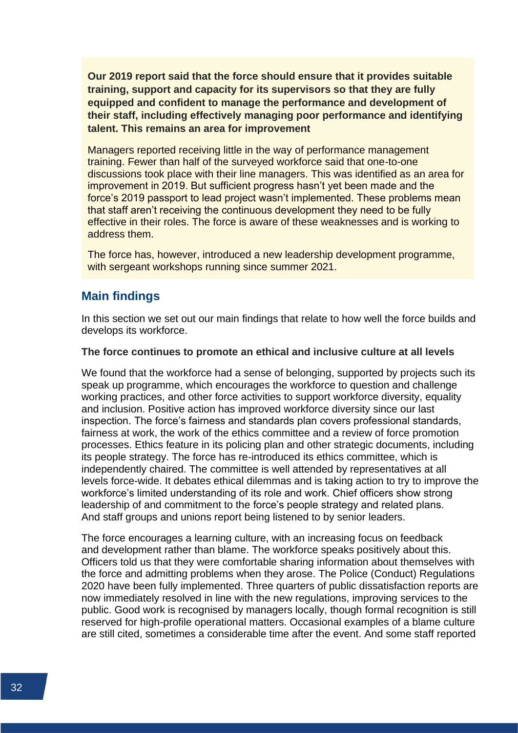**Our 2019 report said that the force should ensure that it provides suitable training, support and capacity for its supervisors so that they are fully equipped and confident to manage the performance and development of their staff, including effectively managing poor performance and identifying talent. This remains an area for improvement**

Managers reported receiving little in the way of performance management training. Fewer than half of the surveyed workforce said that one-to-one discussions took place with their line managers. This was identified as an area for improvement in 2019. But sufficient progress hasn't yet been made and the force's 2019 passport to lead project wasn't implemented. These problems mean that staff aren't receiving the continuous development they need to be fully effective in their roles. The force is aware of these weaknesses and is working to address them.

The force has, however, introduced a new leadership development programme, with sergeant workshops running since summer 2021.

## Main findings

In this section we set out our main findings that relate to how well the force builds and develops its workforce.

**The force continues to promote an ethical and inclusive culture at all levels**

We found that the workforce had a sense of belonging, supported by projects such its speak up programme, which encourages the workforce to question and challenge working practices, and other force activities to support workforce diversity, equality and inclusion. Positive action has improved workforce diversity since our last inspection. The force's fairness and standards plan covers professional standards, fairness at work, the work of the ethics committee and a review of force promotion processes. Ethics feature in its policing plan and other strategic documents, including its people strategy. The force has re-introduced its ethics committee, which is independently chaired. The committee is well attended by representatives at all levels force-wide. It debates ethical dilemmas and is taking action to try to improve the workforce's limited understanding of its role and work. Chief officers show strong leadership of and commitment to the force's people strategy and related plans. And staff groups and unions report being listened to by senior leaders.

The force encourages a learning culture, with an increasing focus on feedback and development rather than blame. The workforce speaks positively about this. Officers told us that they were comfortable sharing information about themselves with the force and admitting problems when they arose. The Police (Conduct) Regulations 2020 have been fully implemented. Three quarters of public dissatisfaction reports are now immediately resolved in line with the new regulations, improving services to the public. Good work is recognised by managers locally, though formal recognition is still reserved for high-profile operational matters. Occasional examples of a blame culture are still cited, sometimes a considerable time after the event. And some staff reported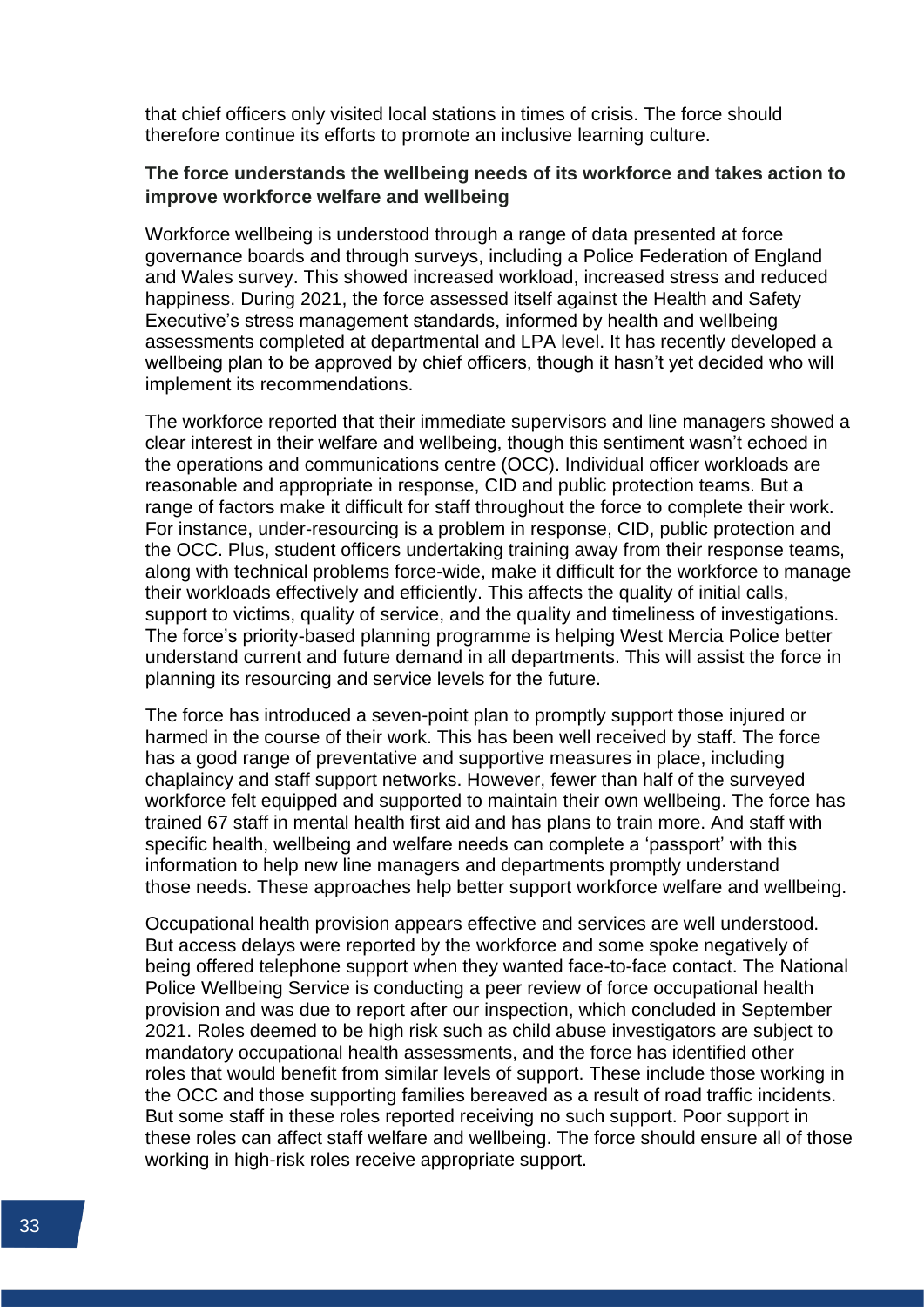that chief officers only visited local stations in times of crisis. The force should therefore continue its efforts to promote an inclusive learning culture.

**The force understands the wellbeing needs of its workforce and takes action to improve workforce welfare and wellbeing**

Workforce wellbeing is understood through a range of data presented at force governance boards and through surveys, including a Police Federation of England and Wales survey. This showed increased workload, increased stress and reduced happiness. During 2021, the force assessed itself against the Health and Safety Executive's stress management standards, informed by health and wellbeing assessments completed at departmental and LPA level. It has recently developed a wellbeing plan to be approved by chief officers, though it hasn't yet decided who will implement its recommendations.

The workforce reported that their immediate supervisors and line managers showed a clear interest in their welfare and wellbeing, though this sentiment wasn't echoed in the operations and communications centre (OCC). Individual officer workloads are reasonable and appropriate in response, CID and public protection teams. But a range of factors make it difficult for staff throughout the force to complete their work. For instance, under-resourcing is a problem in response, CID, public protection and the OCC. Plus, student officers undertaking training away from their response teams, along with technical problems force-wide, make it difficult for the workforce to manage their workloads effectively and efficiently. This affects the quality of initial calls, support to victims, quality of service, and the quality and timeliness of investigations. The force's priority-based planning programme is helping West Mercia Police better understand current and future demand in all departments. This will assist the force in planning its resourcing and service levels for the future.

The force has introduced a seven-point plan to promptly support those injured or harmed in the course of their work. This has been well received by staff. The force has a good range of preventative and supportive measures in place, including chaplaincy and staff support networks. However, fewer than half of the surveyed workforce felt equipped and supported to maintain their own wellbeing. The force has trained 67 staff in mental health first aid and has plans to train more. And staff with specific health, wellbeing and welfare needs can complete a 'passport' with this information to help new line managers and departments promptly understand those needs. These approaches help better support workforce welfare and wellbeing.

Occupational health provision appears effective and services are well understood. But access delays were reported by the workforce and some spoke negatively of being offered telephone support when they wanted face-to-face contact. The National Police Wellbeing Service is conducting a peer review of force occupational health provision and was due to report after our inspection, which concluded in September 2021. Roles deemed to be high risk such as child abuse investigators are subject to mandatory occupational health assessments, and the force has identified other roles that would benefit from similar levels of support. These include those working in the OCC and those supporting families bereaved as a result of road traffic incidents. But some staff in these roles reported receiving no such support. Poor support in these roles can affect staff welfare and wellbeing. The force should ensure all of those working in high-risk roles receive appropriate support.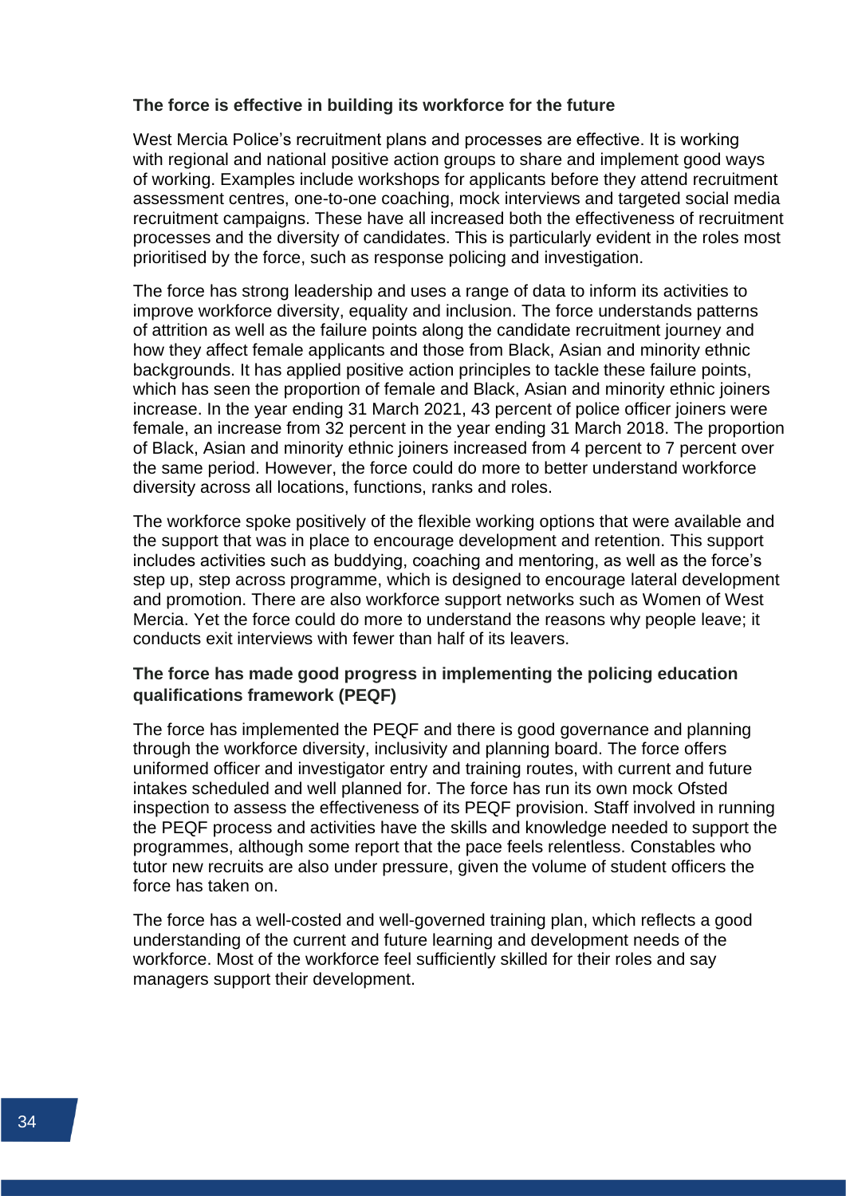### The force is effective in building its workforce for the future

West Mercia Police's recruitment plans and processes are effective. It is working with regional and national positive action groups to share and implement good ways of working. Examples include workshops for applicants before they attend recruitment assessment centres, one-to-one coaching, mock interviews and targeted social media recruitment campaigns. These have all increased both the effectiveness of recruitment processes and the diversity of candidates. This is particularly evident in the roles most prioritised by the force, such as response policing and investigation.

The force has strong leadership and uses a range of data to inform its activities to improve workforce diversity, equality and inclusion. The force understands patterns of attrition as well as the failure points along the candidate recruitment journey and how they affect female applicants and those from Black, Asian and minority ethnic backgrounds. It has applied positive action principles to tackle these failure points, which has seen the proportion of female and Black, Asian and minority ethnic joiners increase. In the year ending 31 March 2021, 43 percent of police officer joiners were female, an increase from 32 percent in the year ending 31 March 2018. The proportion of Black, Asian and minority ethnic joiners increased from 4 percent to 7 percent over the same period. However, the force could do more to better understand workforce diversity across all locations, functions, ranks and roles.

The workforce spoke positively of the flexible working options that were available and the support that was in place to encourage development and retention. This support includes activities such as buddying, coaching and mentoring, as well as the force's step up, step across programme, which is designed to encourage lateral development and promotion. There are also workforce support networks such as Women of West Mercia. Yet the force could do more to understand the reasons why people leave; it conducts exit interviews with fewer than half of its leavers.

### The force has made good progress in implementing the policing education qualifications framework (PEQF)

The force has implemented the PEQF and there is good governance and planning through the workforce diversity, inclusivity and planning board. The force offers uniformed officer and investigator entry and training routes, with current and future intakes scheduled and well planned for. The force has run its own mock Ofsted inspection to assess the effectiveness of its PEQF provision. Staff involved in running the PEQF process and activities have the skills and knowledge needed to support the programmes, although some report that the pace feels relentless. Constables who tutor new recruits are also under pressure, given the volume of student officers the force has taken on.

The force has a well-costed and well-governed training plan, which reflects a good understanding of the current and future learning and development needs of the workforce. Most of the workforce feel sufficiently skilled for their roles and say managers support their development.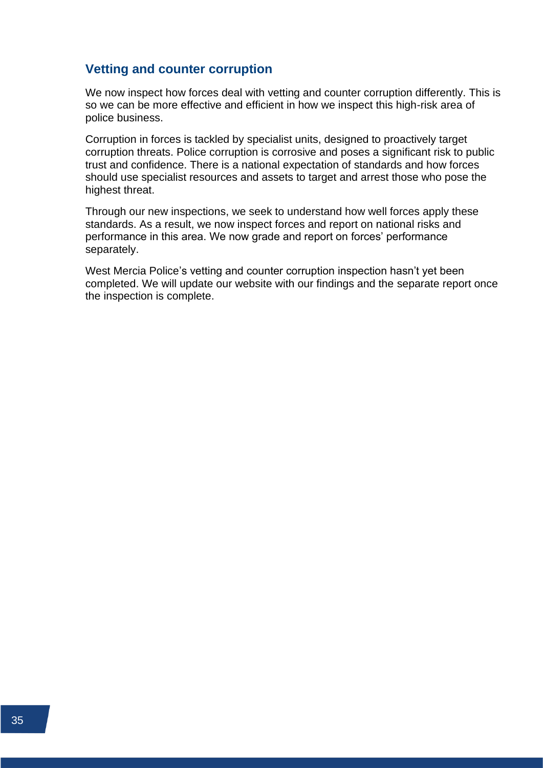## Vetting and counter corruption

We now inspect how forces deal with vetting and counter corruption differently. This is so we can be more effective and efficient in how we inspect this high-risk area of police business.

Corruption in forces is tackled by specialist units, designed to proactively target corruption threats. Police corruption is corrosive and poses a significant risk to public trust and confidence. There is a national expectation of standards and how forces should use specialist resources and assets to target and arrest those who pose the highest threat.

Through our new inspections, we seek to understand how well forces apply these standards. As a result, we now inspect forces and report on national risks and performance in this area. We now grade and report on forces' performance separately.

West Mercia Police's vetting and counter corruption inspection hasn't yet been completed. We will update our website with our findings and the separate report once the inspection is complete.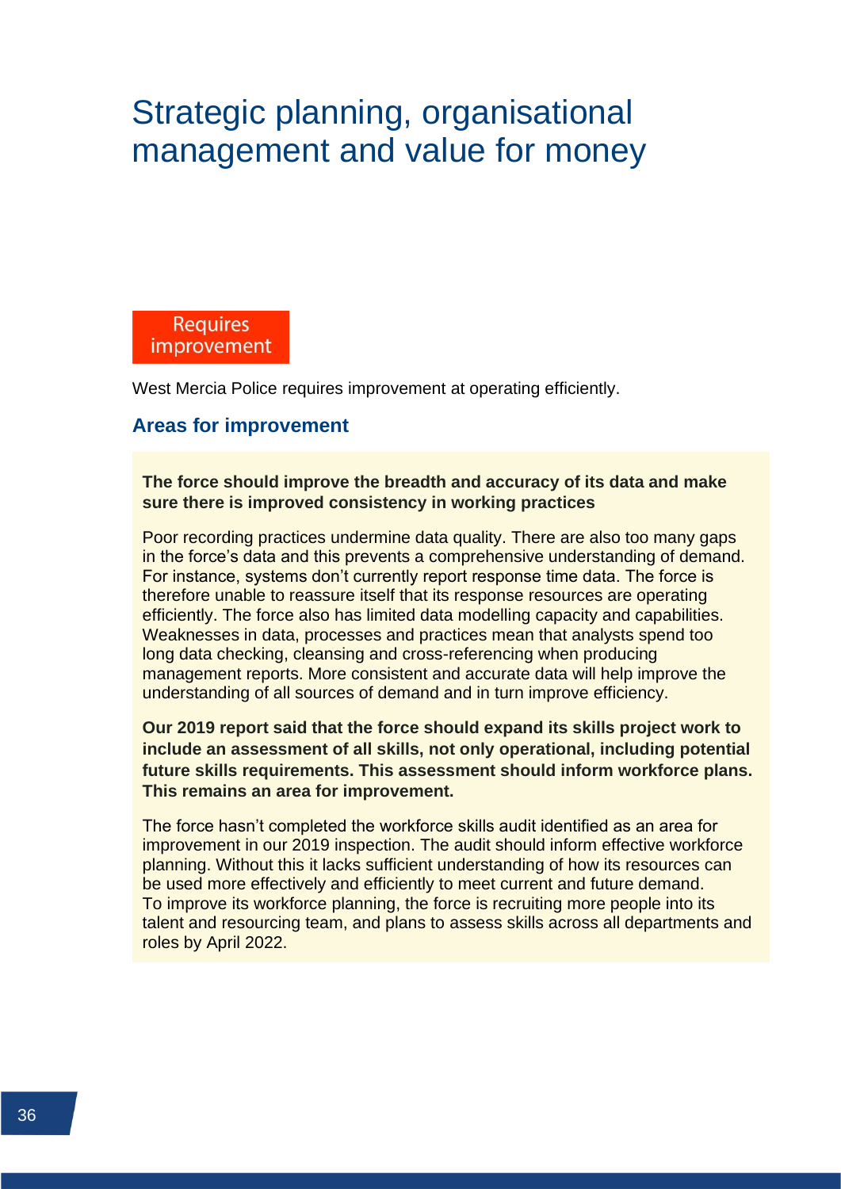# Strategic planning, organisational management and value for money

**Requires improvement**

West Mercia Police requires improvement at operating efficiently.

## Areas for improvement

**The force should improve the breadth and accuracy of its data and make sure there is improved consistency in working practices**

Poor recording practices undermine data quality. There are also too many gaps in the force's data and this prevents a comprehensive understanding of demand. For instance, systems don't currently report response time data. The force is therefore unable to reassure itself that its response resources are operating efficiently. The force also has limited data modelling capacity and capabilities. Weaknesses in data, processes and practices mean that analysts spend too long data checking, cleansing and cross-referencing when producing management reports. More consistent and accurate data will help improve the understanding of all sources of demand and in turn improve efficiency.

**Our 2019 report said that the force should expand its skills project work to include an assessment of all skills, not only operational, including potential future skills requirements. This assessment should inform workforce plans. This remains an area for improvement.**

The force hasn't completed the workforce skills audit identified as an area for improvement in our 2019 inspection. The audit should inform effective workforce planning. Without this it lacks sufficient understanding of how its resources can be used more effectively and efficiently to meet current and future demand. To improve its workforce planning, the force is recruiting more people into its talent and resourcing team, and plans to assess skills across all departments and roles by April 2022.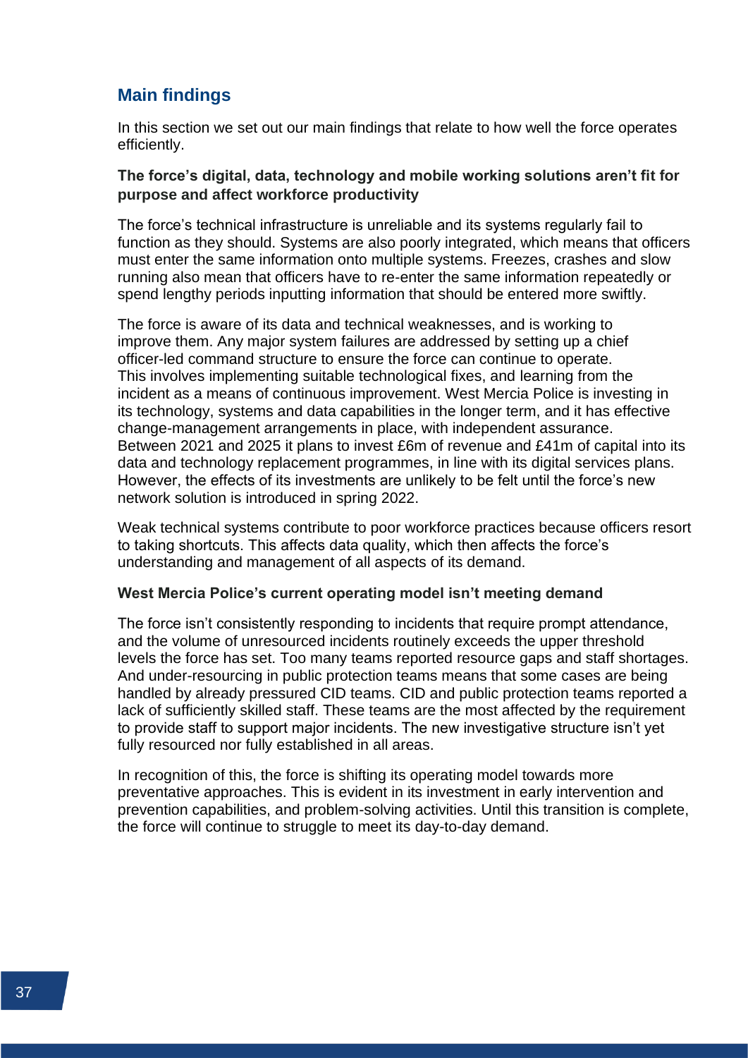## Main findings

In this section we set out our main findings that relate to how well the force operates efficiently.

**The force's digital, data, technology and mobile working solutions aren't fit for purpose and affect workforce productivity**

The force's technical infrastructure is unreliable and its systems regularly fail to function as they should. Systems are also poorly integrated, which means that officers must enter the same information onto multiple systems. Freezes, crashes and slow running also mean that officers have to re-enter the same information repeatedly or spend lengthy periods inputting information that should be entered more swiftly.

The force is aware of its data and technical weaknesses, and is working to improve them. Any major system failures are addressed by setting up a chief officer-led command structure to ensure the force can continue to operate. This involves implementing suitable technological fixes, and learning from the incident as a means of continuous improvement. West Mercia Police is investing in its technology, systems and data capabilities in the longer term, and it has effective change-management arrangements in place, with independent assurance. Between 2021 and 2025 it plans to invest £6m of revenue and £41m of capital into its data and technology replacement programmes, in line with its digital services plans. However, the effects of its investments are unlikely to be felt until the force's new network solution is introduced in spring 2022.

Weak technical systems contribute to poor workforce practices because officers resort to taking shortcuts. This affects data quality, which then affects the force's understanding and management of all aspects of its demand.

**West Mercia Police's current operating model isn't meeting demand**

The force isn't consistently responding to incidents that require prompt attendance, and the volume of unresourced incidents routinely exceeds the upper threshold levels the force has set. Too many teams reported resource gaps and staff shortages. And under-resourcing in public protection teams means that some cases are being handled by already pressured CID teams. CID and public protection teams reported a lack of sufficiently skilled staff. These teams are the most affected by the requirement to provide staff to support major incidents. The new investigative structure isn't yet fully resourced nor fully established in all areas.

In recognition of this, the force is shifting its operating model towards more preventative approaches. This is evident in its investment in early intervention and prevention capabilities, and problem-solving activities. Until this transition is complete, the force will continue to struggle to meet its day-to-day demand.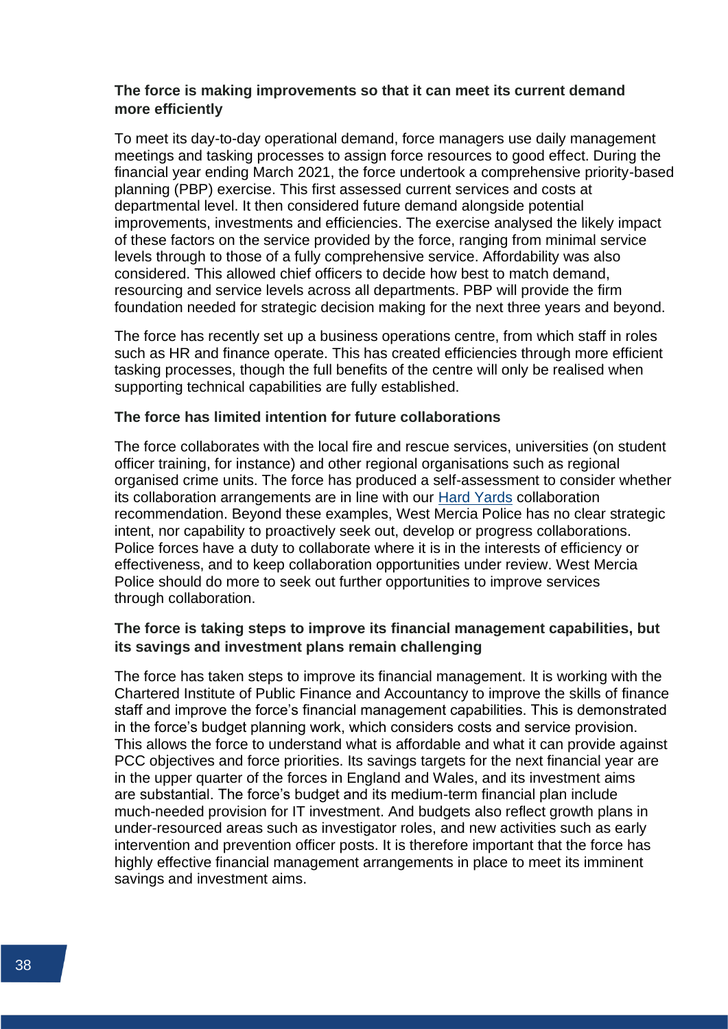**The force is making improvements so that it can meet its current demand more efficiently**

To meet its day-to-day operational demand, force managers use daily management meetings and tasking processes to assign force resources to good effect. During the financial year ending March 2021, the force undertook a comprehensive priority-based planning (PBP) exercise. This first assessed current services and costs at departmental level. It then considered future demand alongside potential improvements, investments and efficiencies. The exercise analysed the likely impact of these factors on the service provided by the force, ranging from minimal service levels through to those of a fully comprehensive service. Affordability was also considered. This allowed chief officers to decide how best to match demand, resourcing and service levels across all departments. PBP will provide the firm foundation needed for strategic decision making for the next three years and beyond.

The force has recently set up a business operations centre, from which staff in roles such as HR and finance operate. This has created efficiencies through more efficient tasking processes, though the full benefits of the centre will only be realised when supporting technical capabilities are fully established.

**The force has limited intention for future collaborations**

The force collaborates with the local fire and rescue services, universities (on student officer training, for instance) and other regional organisations such as regional organised crime units. The force has produced a self-assessment to consider whether its collaboration arrangements are in line with our Hard Yards collaboration recommendation. Beyond these examples, West Mercia Police has no clear strategic intent, nor capability to proactively seek out, develop or progress collaborations. Police forces have a duty to collaborate where it is in the interests of efficiency or effectiveness, and to keep collaboration opportunities under review. West Mercia Police should do more to seek out further opportunities to improve services through collaboration.

**The force is taking steps to improve its financial management capabilities, but its savings and investment plans remain challenging**

The force has taken steps to improve its financial management. It is working with the Chartered Institute of Public Finance and Accountancy to improve the skills of finance staff and improve the force's financial management capabilities. This is demonstrated in the force's budget planning work, which considers costs and service provision. This allows the force to understand what is affordable and what it can provide against PCC objectives and force priorities. Its savings targets for the next financial year are in the upper quarter of the forces in England and Wales, and its investment aims are substantial. The force's budget and its medium-term financial plan include much-needed provision for IT investment. And budgets also reflect growth plans in under-resourced areas such as investigator roles, and new activities such as early intervention and prevention officer posts. It is therefore important that the force has highly effective financial management arrangements in place to meet its imminent savings and investment aims.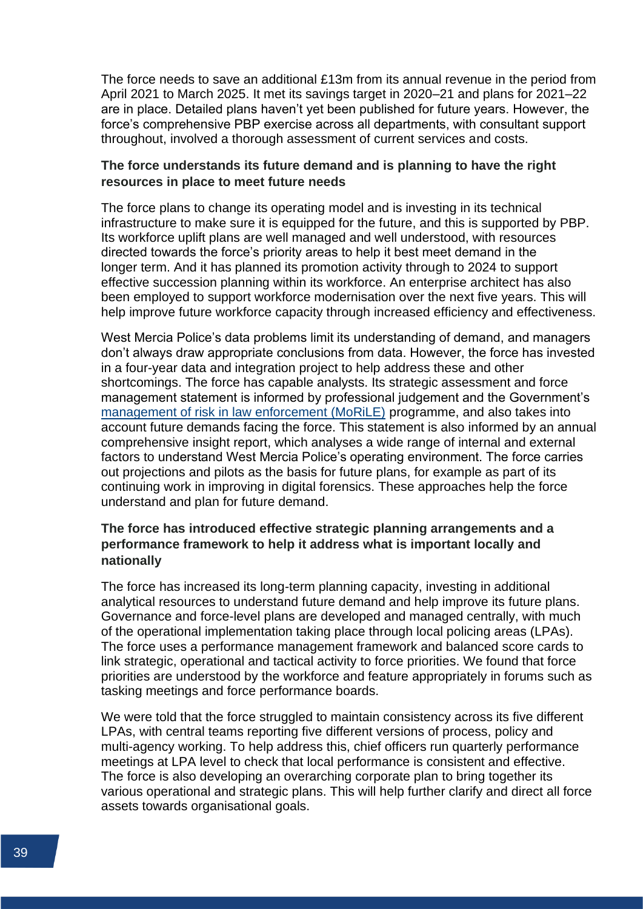The force needs to save an additional £13m from its annual revenue in the period from April 2021 to March 2025. It met its savings target in 2020–21 and plans for 2021–22 are in place. Detailed plans haven't yet been published for future years. However, the force's comprehensive PBP exercise across all departments, with consultant support throughout, involved a thorough assessment of current services and costs.

**The force understands its future demand and is planning to have the right resources in place to meet future needs**

The force plans to change its operating model and is investing in its technical infrastructure to make sure it is equipped for the future, and this is supported by PBP. Its workforce uplift plans are well managed and well understood, with resources directed towards the force's priority areas to help it best meet demand in the longer term. And it has planned its promotion activity through to 2024 to support effective succession planning within its workforce. An enterprise architect has also been employed to support workforce modernisation over the next five years. This will help improve future workforce capacity through increased efficiency and effectiveness.

West Mercia Police's data problems limit its understanding of demand, and managers don't always draw appropriate conclusions from data. However, the force has invested in a four-year data and integration project to help address these and other shortcomings. The force has capable analysts. Its strategic assessment and force management statement is informed by professional judgement and the Government's [management of risk in law enforcement (MoRiLE)] programme, and also takes into account future demands facing the force. This statement is also informed by an annual comprehensive insight report, which analyses a wide range of internal and external factors to understand West Mercia Police's operating environment. The force carries out projections and pilots as the basis for future plans, for example as part of its continuing work in improving in digital forensics. These approaches help the force understand and plan for future demand.

**The force has introduced effective strategic planning arrangements and a performance framework to help it address what is important locally and nationally**

The force has increased its long-term planning capacity, investing in additional analytical resources to understand future demand and help improve its future plans. Governance and force-level plans are developed and managed centrally, with much of the operational implementation taking place through local policing areas (LPAs). The force uses a performance management framework and balanced score cards to link strategic, operational and tactical activity to force priorities. We found that force priorities are understood by the workforce and feature appropriately in forums such as tasking meetings and force performance boards.

We were told that the force struggled to maintain consistency across its five different LPAs, with central teams reporting five different versions of process, policy and multi-agency working. To help address this, chief officers run quarterly performance meetings at LPA level to check that local performance is consistent and effective. The force is also developing an overarching corporate plan to bring together its various operational and strategic plans. This will help further clarify and direct all force assets towards organisational goals.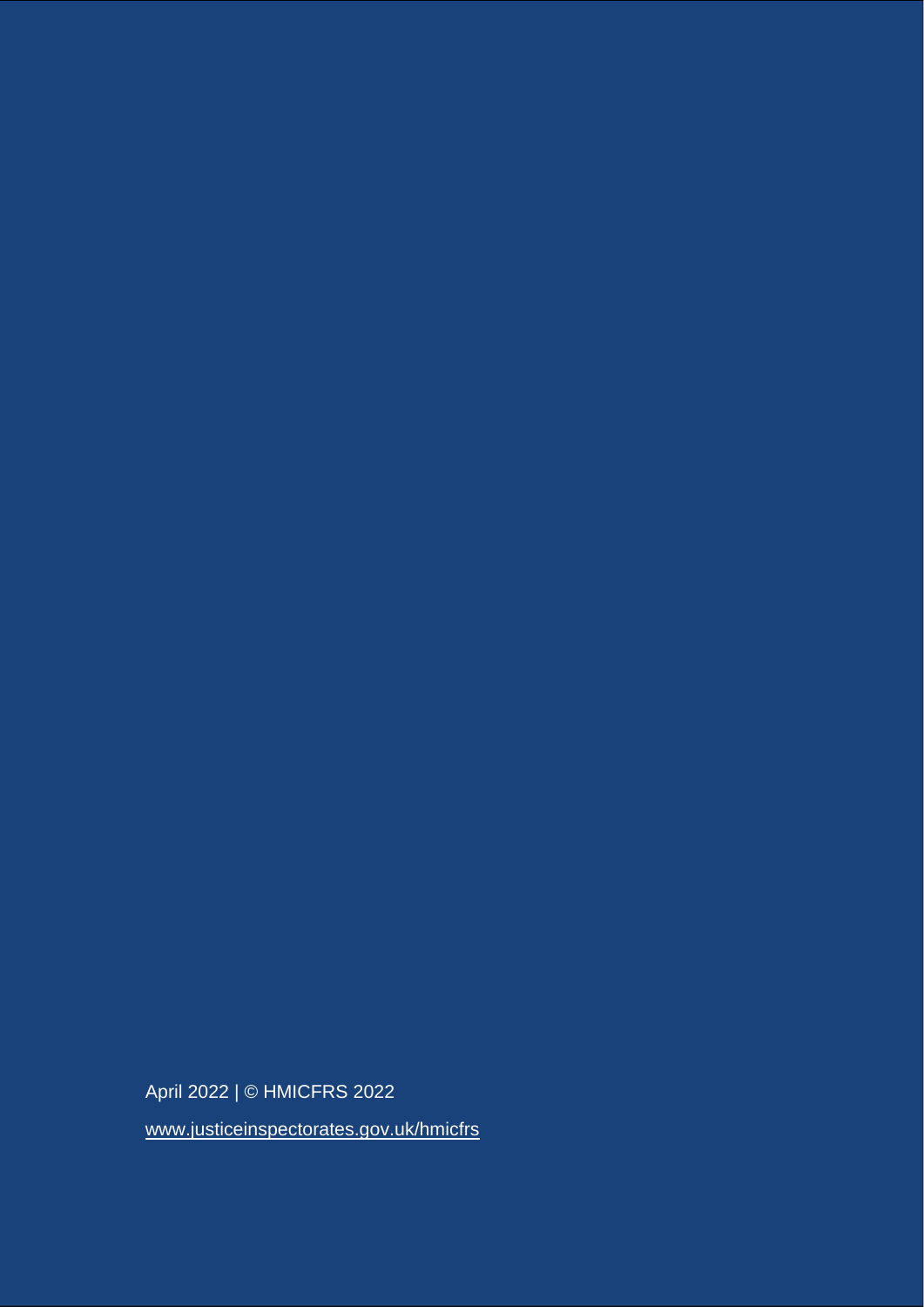April 2022 | © HMICFRS 2022

[www.justiceinspectorates.gov.uk/hmicfrs](http://www.justiceinspectorates.gov.uk/hmicfrs)